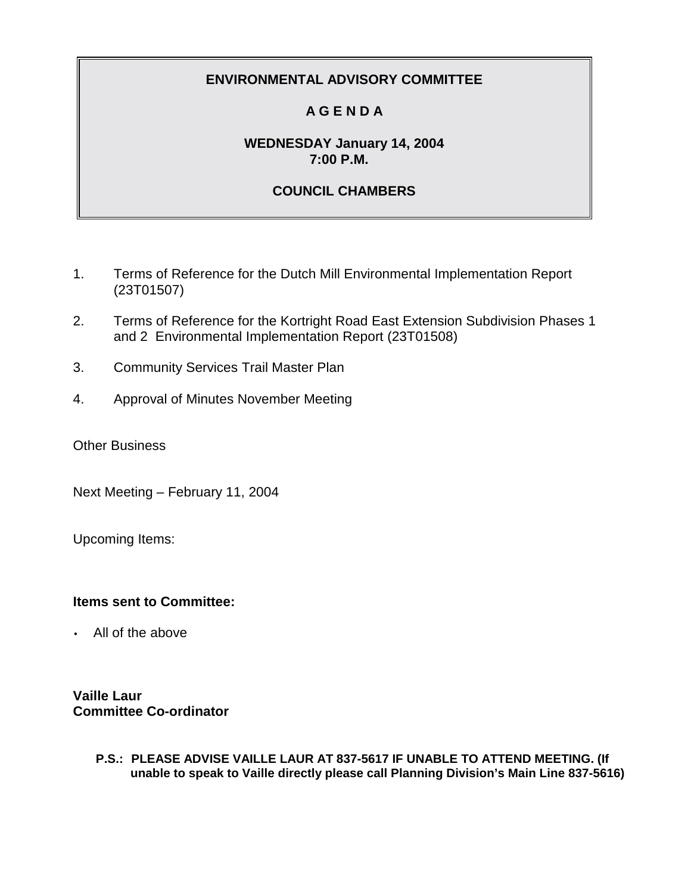# ENVIRONMENTAL ADVISORY COMMITTEE

## A G E N D A

**WEDNESDAY January 14, 2004**
**7:00 P.M.**

**COUNCIL CHAMBERS**

1. Terms of Reference for the Dutch Mill Environmental Implementation Report (23T01507)

2. Terms of Reference for the Kortright Road East Extension Subdivision Phases 1 and 2 Environmental Implementation Report (23T01508)

3. Community Services Trail Master Plan

4. Approval of Minutes November Meeting

Other Business

Next Meeting – February 11, 2004

Upcoming Items:

**Items sent to Committee:**

- All of the above

**Vaille Laur**
**Committee Co-ordinator**

**P.S.: PLEASE ADVISE VAILLE LAUR AT 837-5617 IF UNABLE TO ATTEND MEETING. (If unable to speak to Vaille directly please call Planning Division's Main Line 837-5616)**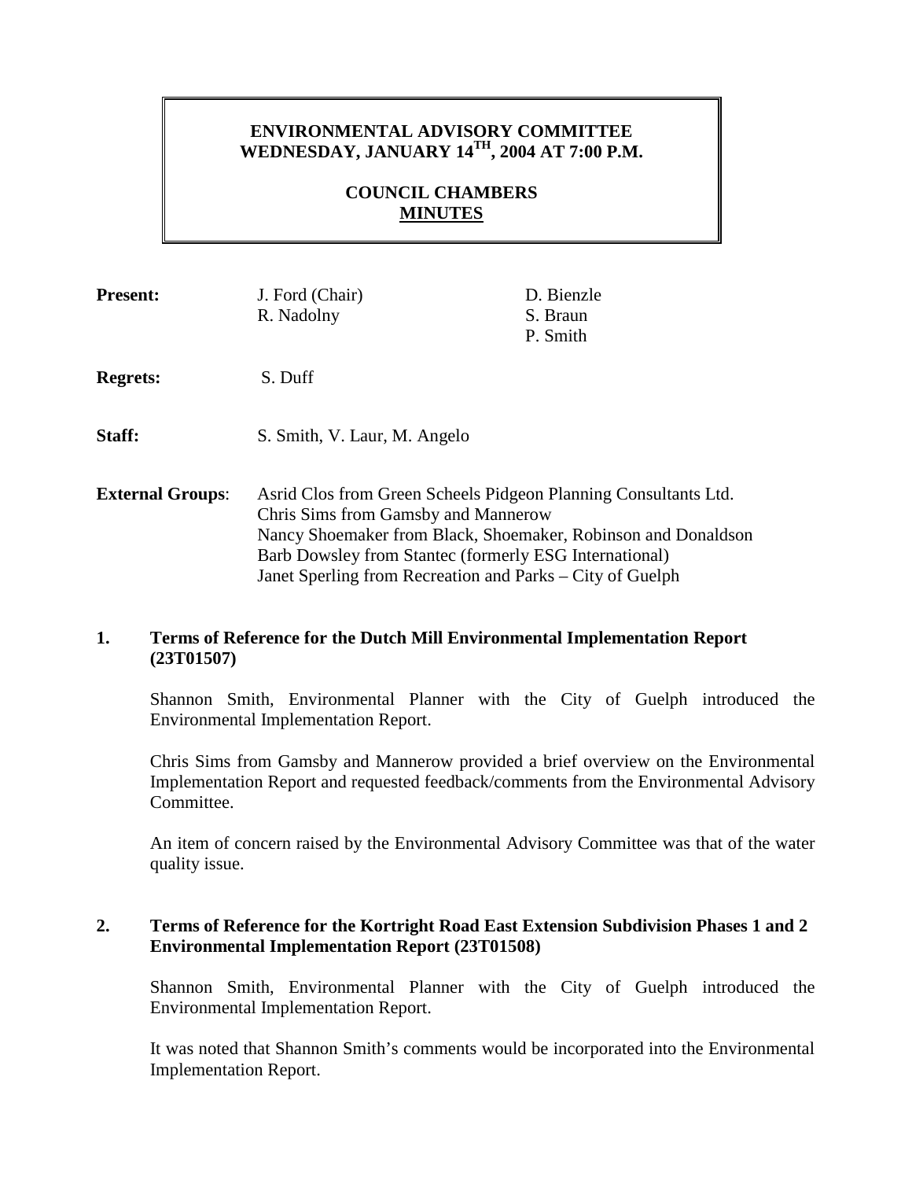**ENVIRONMENTAL ADVISORY COMMITTEE**
**WEDNESDAY, JANUARY 14TH, 2004 AT 7:00 P.M.**

**COUNCIL CHAMBERS**
**MINUTES**

**Present:** J. Ford (Chair), R. Nadolny, D. Bienzle, S. Braun, P. Smith

**Regrets:** S. Duff

**Staff:** S. Smith, V. Laur, M. Angelo

**External Groups**: Asrid Clos from Green Scheels Pidgeon Planning Consultants Ltd.
Chris Sims from Gamsby and Mannerow
Nancy Shoemaker from Black, Shoemaker, Robinson and Donaldson
Barb Dowsley from Stantec (formerly ESG International)
Janet Sperling from Recreation and Parks – City of Guelph

## 1. Terms of Reference for the Dutch Mill Environmental Implementation Report (23T01507)

Shannon Smith, Environmental Planner with the City of Guelph introduced the Environmental Implementation Report.

Chris Sims from Gamsby and Mannerow provided a brief overview on the Environmental Implementation Report and requested feedback/comments from the Environmental Advisory Committee.

An item of concern raised by the Environmental Advisory Committee was that of the water quality issue.

## 2. Terms of Reference for the Kortright Road East Extension Subdivision Phases 1 and 2 Environmental Implementation Report (23T01508)

Shannon Smith, Environmental Planner with the City of Guelph introduced the Environmental Implementation Report.

It was noted that Shannon Smith's comments would be incorporated into the Environmental Implementation Report.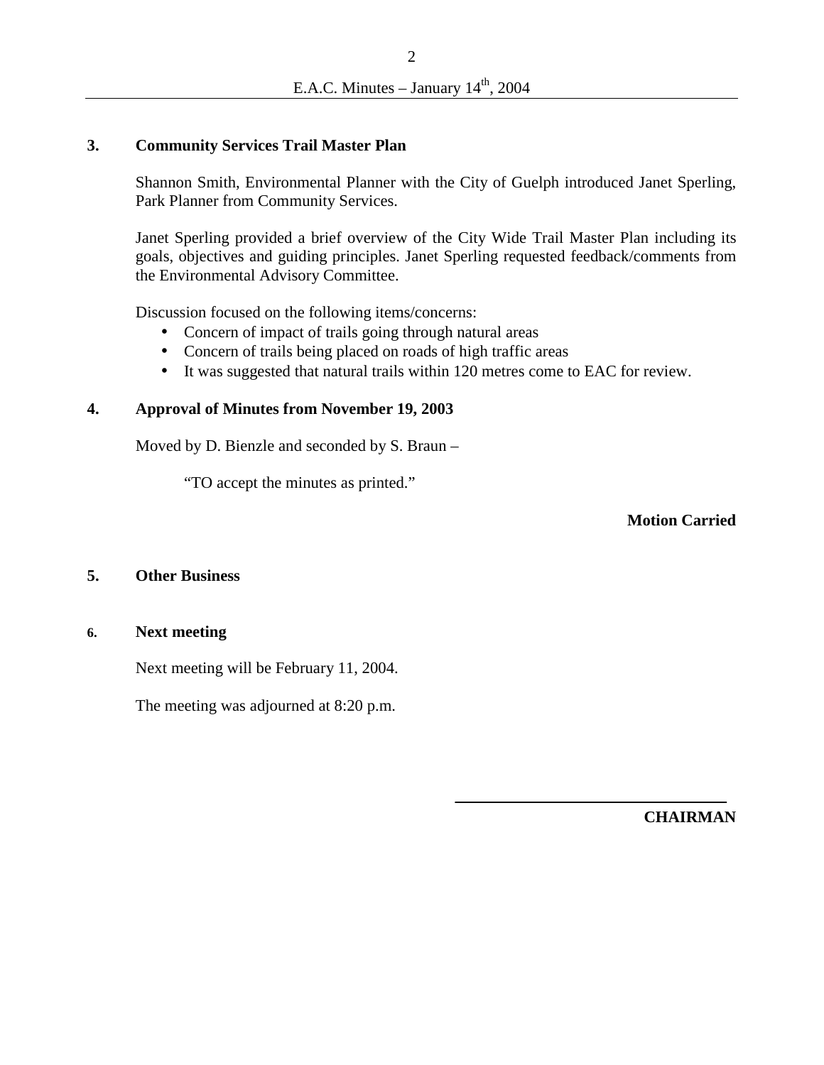### 3. Community Services Trail Master Plan

Shannon Smith, Environmental Planner with the City of Guelph introduced Janet Sperling, Park Planner from Community Services.

Janet Sperling provided a brief overview of the City Wide Trail Master Plan including its goals, objectives and guiding principles. Janet Sperling requested feedback/comments from the Environmental Advisory Committee.

Discussion focused on the following items/concerns:

- Concern of impact of trails going through natural areas
- Concern of trails being placed on roads of high traffic areas
- It was suggested that natural trails within 120 metres come to EAC for review.

### 4. Approval of Minutes from November 19, 2003

Moved by D. Bienzle and seconded by S. Braun –

> "TO accept the minutes as printed."

**Motion Carried**

### 5. Other Business

### 6. Next meeting

Next meeting will be February 11, 2004.

The meeting was adjourned at 8:20 p.m.

\_\_\_\_\_\_\_\_\_\_\_\_\_\_\_\_\_\_\_\_\_\_\_\_\_\_\_\_\_\_\_\_\_\_

**CHAIRMAN**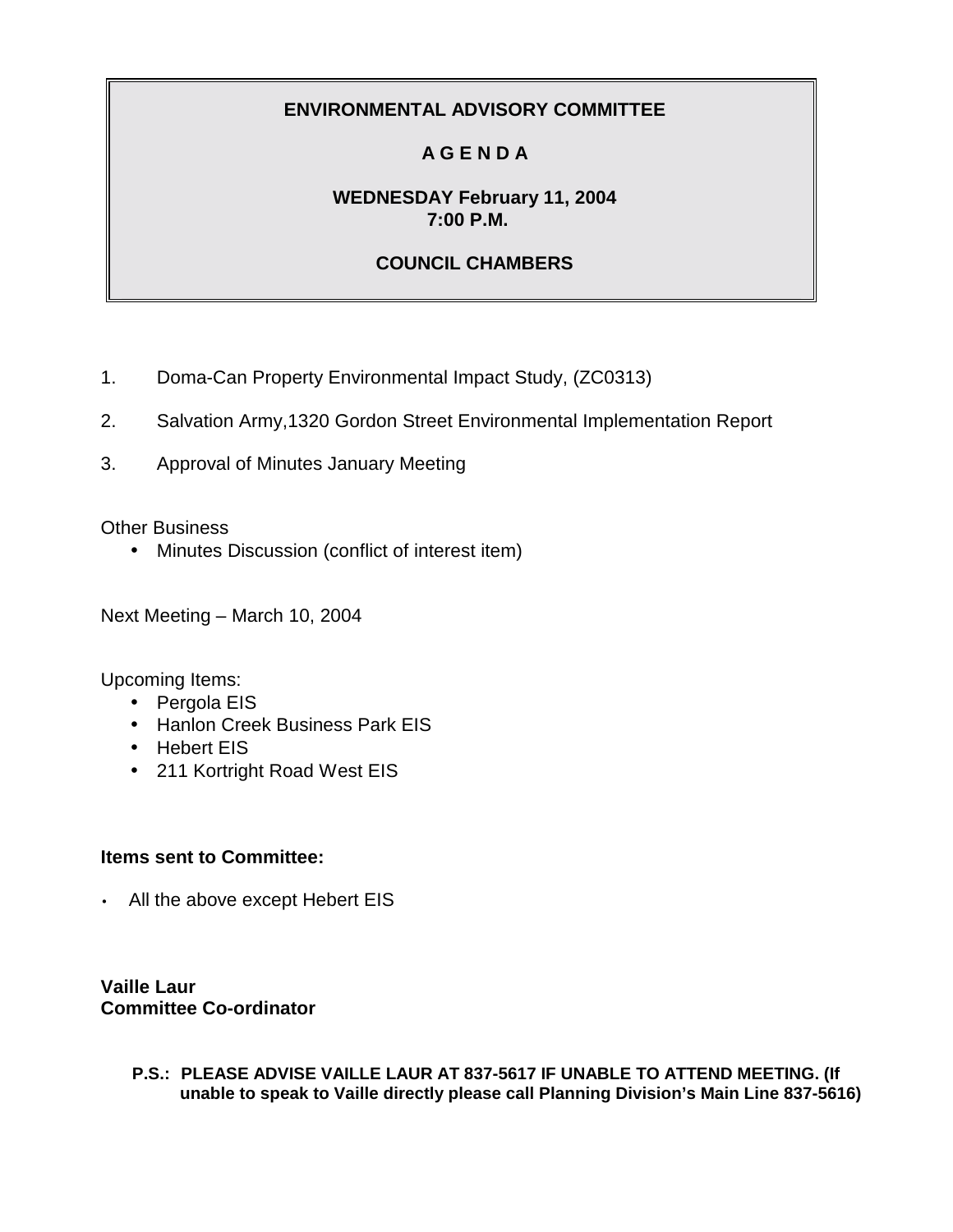**ENVIRONMENTAL ADVISORY COMMITTEE**

**A G E N D A**

**WEDNESDAY February 11, 2004**
**7:00 P.M.**

**COUNCIL CHAMBERS**

1. Doma-Can Property Environmental Impact Study, (ZC0313)
2. Salvation Army,1320 Gordon Street Environmental Implementation Report
3. Approval of Minutes January Meeting

Other Business

- Minutes Discussion (conflict of interest item)

Next Meeting – March 10, 2004

Upcoming Items:

- Pergola EIS
- Hanlon Creek Business Park EIS
- Hebert EIS
- 211 Kortright Road West EIS

**Items sent to Committee:**

- All the above except Hebert EIS

**Vaille Laur**
**Committee Co-ordinator**

**P.S.: PLEASE ADVISE VAILLE LAUR AT 837-5617 IF UNABLE TO ATTEND MEETING. (If unable to speak to Vaille directly please call Planning Division's Main Line 837-5616)**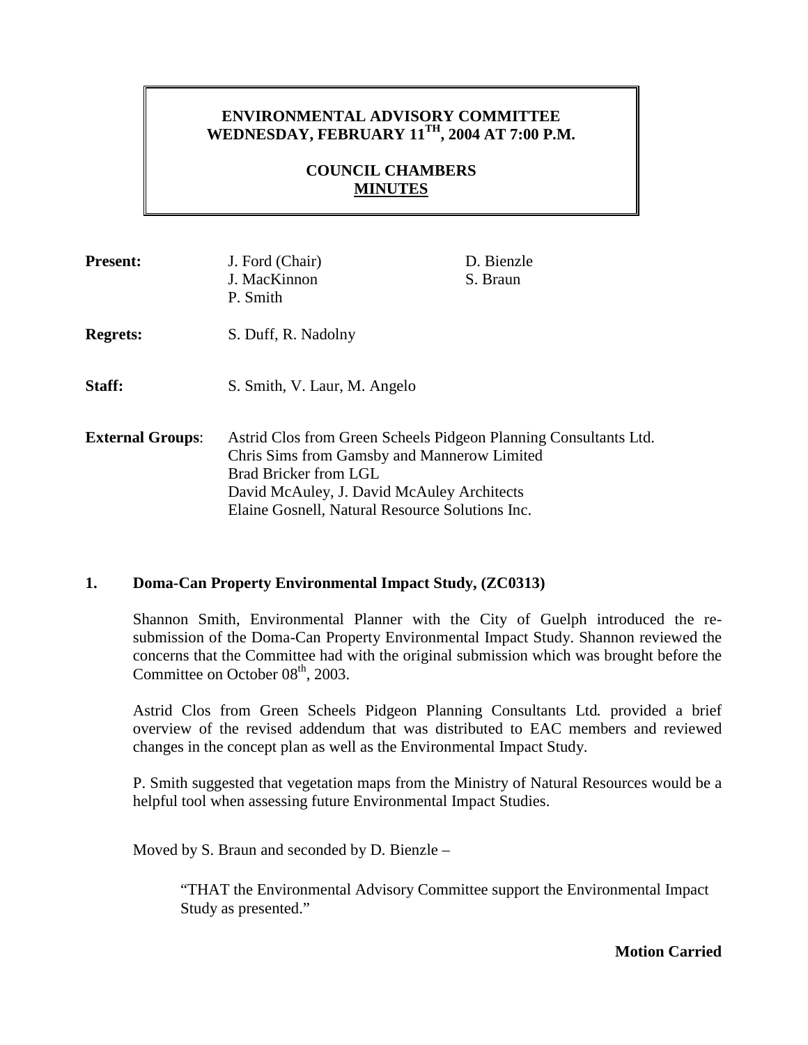# ENVIRONMENTAL ADVISORY COMMITTEE
## WEDNESDAY, FEBRUARY 11TH, 2004 AT 7:00 P.M.

## COUNCIL CHAMBERS
## MINUTES

**Present:** J. Ford (Chair), D. Bienzle, J. MacKinnon, S. Braun, P. Smith

**Regrets:** S. Duff, R. Nadolny

**Staff:** S. Smith, V. Laur, M. Angelo

**External Groups**: Astrid Clos from Green Scheels Pidgeon Planning Consultants Ltd.
Chris Sims from Gamsby and Mannerow Limited
Brad Bricker from LGL
David McAuley, J. David McAuley Architects
Elaine Gosnell, Natural Resource Solutions Inc.

**1. Doma-Can Property Environmental Impact Study, (ZC0313)**

Shannon Smith, Environmental Planner with the City of Guelph introduced the re-submission of the Doma-Can Property Environmental Impact Study. Shannon reviewed the concerns that the Committee had with the original submission which was brought before the Committee on October 08th, 2003.

Astrid Clos from Green Scheels Pidgeon Planning Consultants Ltd. provided a brief overview of the revised addendum that was distributed to EAC members and reviewed changes in the concept plan as well as the Environmental Impact Study.

P. Smith suggested that vegetation maps from the Ministry of Natural Resources would be a helpful tool when assessing future Environmental Impact Studies.

Moved by S. Braun and seconded by D. Bienzle –

> "THAT the Environmental Advisory Committee support the Environmental Impact Study as presented."

**Motion Carried**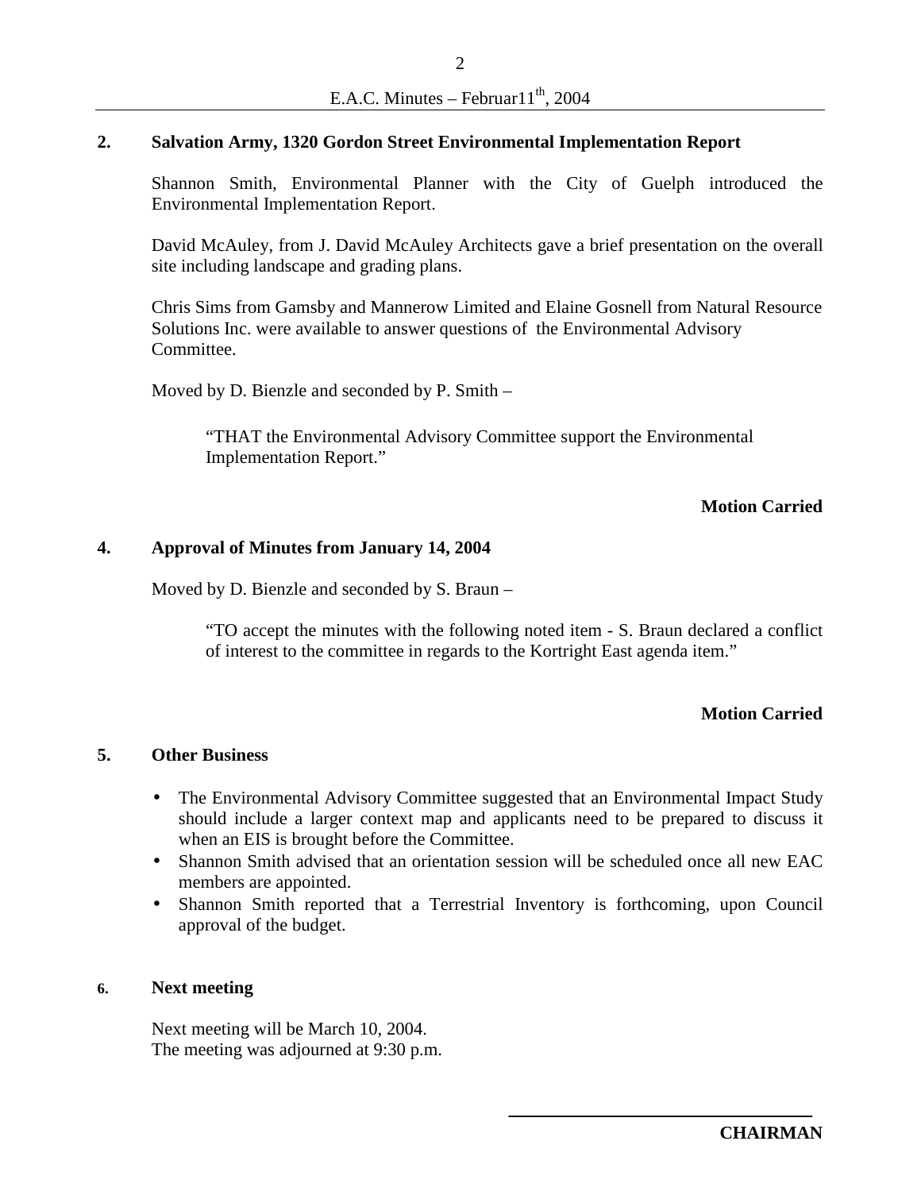## 2. Salvation Army, 1320 Gordon Street Environmental Implementation Report

Shannon Smith, Environmental Planner with the City of Guelph introduced the Environmental Implementation Report.

David McAuley, from J. David McAuley Architects gave a brief presentation on the overall site including landscape and grading plans.

Chris Sims from Gamsby and Mannerow Limited and Elaine Gosnell from Natural Resource Solutions Inc. were available to answer questions of the Environmental Advisory Committee.

Moved by D. Bienzle and seconded by P. Smith –

> "THAT the Environmental Advisory Committee support the Environmental Implementation Report."

**Motion Carried**

## 4. Approval of Minutes from January 14, 2004

Moved by D. Bienzle and seconded by S. Braun –

> "TO accept the minutes with the following noted item - S. Braun declared a conflict of interest to the committee in regards to the Kortright East agenda item."

**Motion Carried**

## 5. Other Business

- The Environmental Advisory Committee suggested that an Environmental Impact Study should include a larger context map and applicants need to be prepared to discuss it when an EIS is brought before the Committee.
- Shannon Smith advised that an orientation session will be scheduled once all new EAC members are appointed.
- Shannon Smith reported that a Terrestrial Inventory is forthcoming, upon Council approval of the budget.

## 6. Next meeting

Next meeting will be March 10, 2004.
The meeting was adjourned at 9:30 p.m.

______________________________

**CHAIRMAN**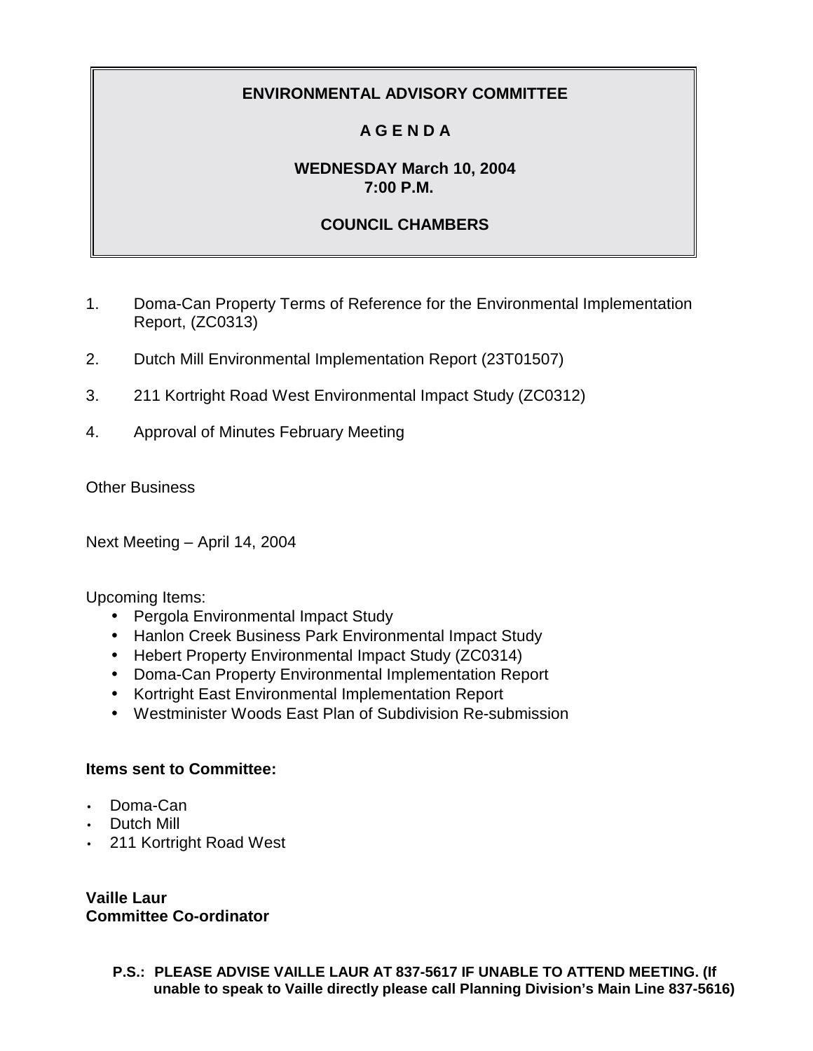# ENVIRONMENTAL ADVISORY COMMITTEE

## A G E N D A

**WEDNESDAY March 10, 2004**
**7:00 P.M.**

**COUNCIL CHAMBERS**

1. Doma-Can Property Terms of Reference for the Environmental Implementation Report, (ZC0313)
2. Dutch Mill Environmental Implementation Report (23T01507)
3. 211 Kortright Road West Environmental Impact Study (ZC0312)
4. Approval of Minutes February Meeting

Other Business

Next Meeting – April 14, 2004

Upcoming Items:

- Pergola Environmental Impact Study
- Hanlon Creek Business Park Environmental Impact Study
- Hebert Property Environmental Impact Study (ZC0314)
- Doma-Can Property Environmental Implementation Report
- Kortright East Environmental Implementation Report
- Westminister Woods East Plan of Subdivision Re-submission

**Items sent to Committee:**

- Doma-Can
- Dutch Mill
- 211 Kortright Road West

**Vaille Laur**
**Committee Co-ordinator**

**P.S.: PLEASE ADVISE VAILLE LAUR AT 837-5617 IF UNABLE TO ATTEND MEETING. (If unable to speak to Vaille directly please call Planning Division's Main Line 837-5616)**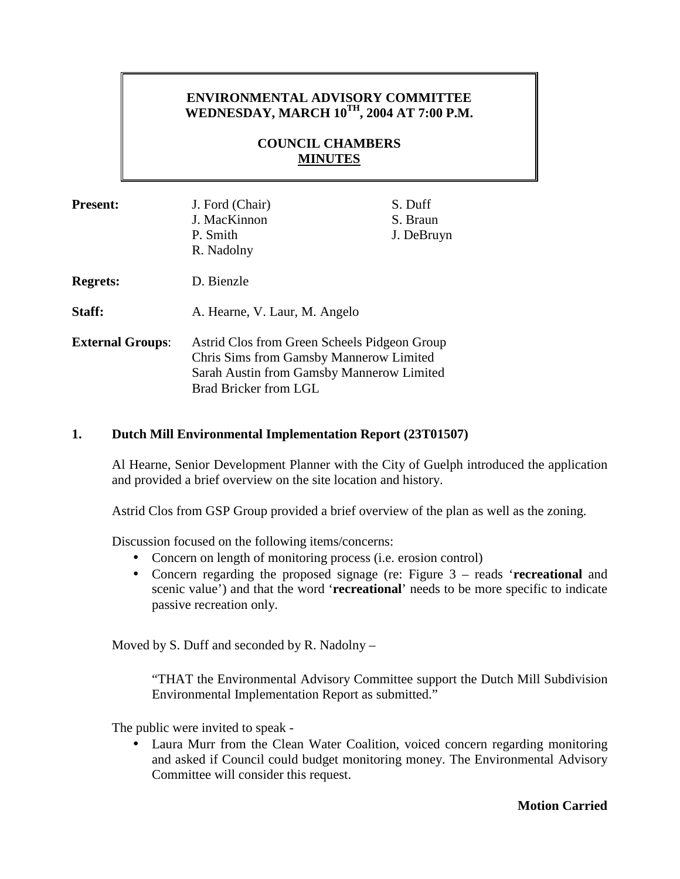# ENVIRONMENTAL ADVISORY COMMITTEE
# WEDNESDAY, MARCH 10TH, 2004 AT 7:00 P.M.

## COUNCIL CHAMBERS
## MINUTES

**Present:** J. Ford (Chair), J. MacKinnon, P. Smith, R. Nadolny, S. Duff, S. Braun, J. DeBruyn

**Regrets:** D. Bienzle

**Staff:** A. Hearne, V. Laur, M. Angelo

**External Groups**: Astrid Clos from Green Scheels Pidgeon Group
Chris Sims from Gamsby Mannerow Limited
Sarah Austin from Gamsby Mannerow Limited
Brad Bricker from LGL

### 1. Dutch Mill Environmental Implementation Report (23T01507)

Al Hearne, Senior Development Planner with the City of Guelph introduced the application and provided a brief overview on the site location and history.

Astrid Clos from GSP Group provided a brief overview of the plan as well as the zoning.

Discussion focused on the following items/concerns:

- Concern on length of monitoring process (i.e. erosion control)
- Concern regarding the proposed signage (re: Figure 3 – reads '**recreational** and scenic value') and that the word '**recreational**' needs to be more specific to indicate passive recreation only.

Moved by S. Duff and seconded by R. Nadolny –

> "THAT the Environmental Advisory Committee support the Dutch Mill Subdivision Environmental Implementation Report as submitted."

The public were invited to speak -

- Laura Murr from the Clean Water Coalition, voiced concern regarding monitoring and asked if Council could budget monitoring money. The Environmental Advisory Committee will consider this request.

**Motion Carried**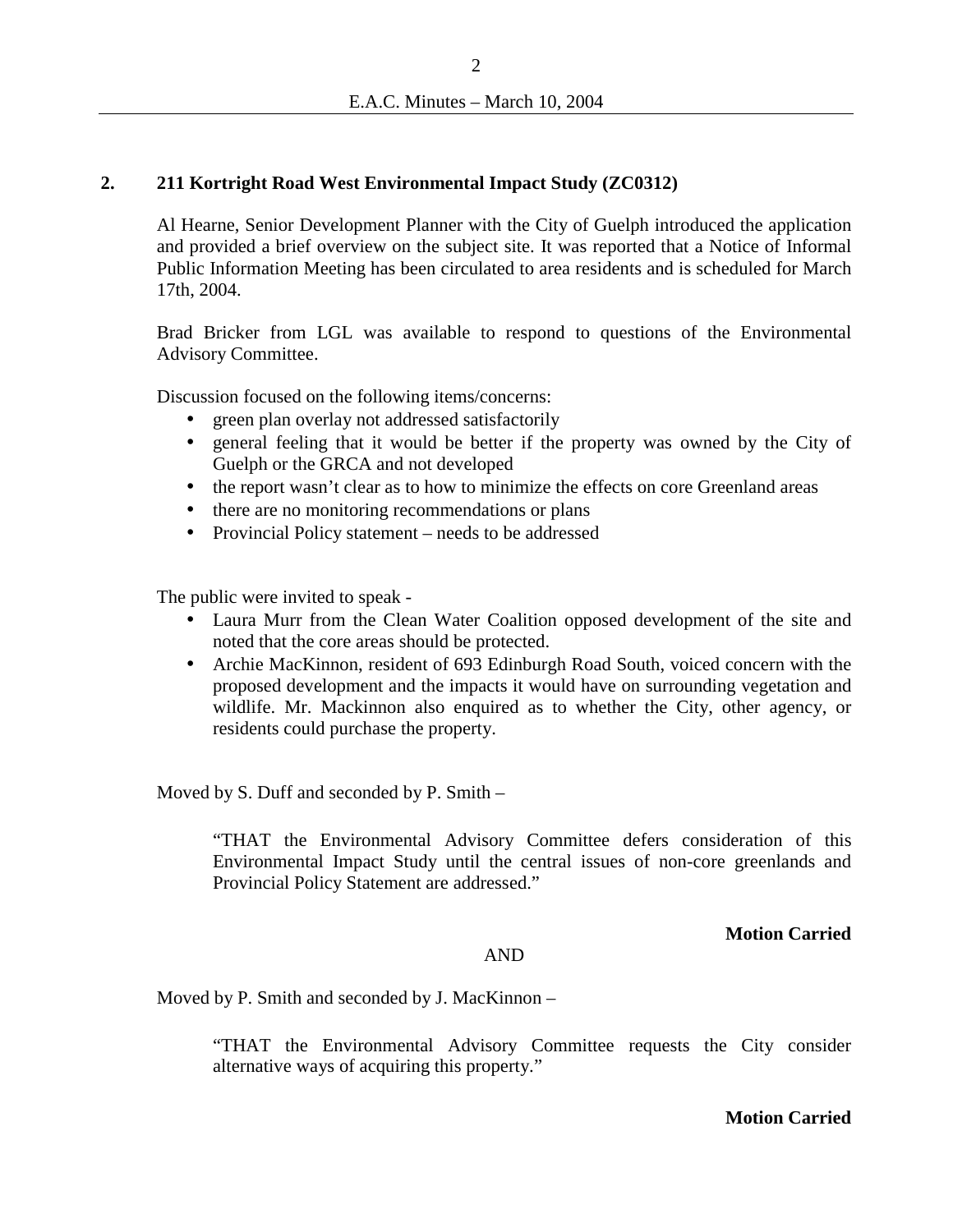## 2. 211 Kortright Road West Environmental Impact Study (ZC0312)

Al Hearne, Senior Development Planner with the City of Guelph introduced the application and provided a brief overview on the subject site. It was reported that a Notice of Informal Public Information Meeting has been circulated to area residents and is scheduled for March 17th, 2004.

Brad Bricker from LGL was available to respond to questions of the Environmental Advisory Committee.

Discussion focused on the following items/concerns:

- green plan overlay not addressed satisfactorily
- general feeling that it would be better if the property was owned by the City of Guelph or the GRCA and not developed
- the report wasn't clear as to how to minimize the effects on core Greenland areas
- there are no monitoring recommendations or plans
- Provincial Policy statement – needs to be addressed

The public were invited to speak -

- Laura Murr from the Clean Water Coalition opposed development of the site and noted that the core areas should be protected.
- Archie MacKinnon, resident of 693 Edinburgh Road South, voiced concern with the proposed development and the impacts it would have on surrounding vegetation and wildlife. Mr. Mackinnon also enquired as to whether the City, other agency, or residents could purchase the property.

Moved by S. Duff and seconded by P. Smith –

> "THAT the Environmental Advisory Committee defers consideration of this Environmental Impact Study until the central issues of non-core greenlands and Provincial Policy Statement are addressed."

**Motion Carried**

AND

Moved by P. Smith and seconded by J. MacKinnon –

> "THAT the Environmental Advisory Committee requests the City consider alternative ways of acquiring this property."

**Motion Carried**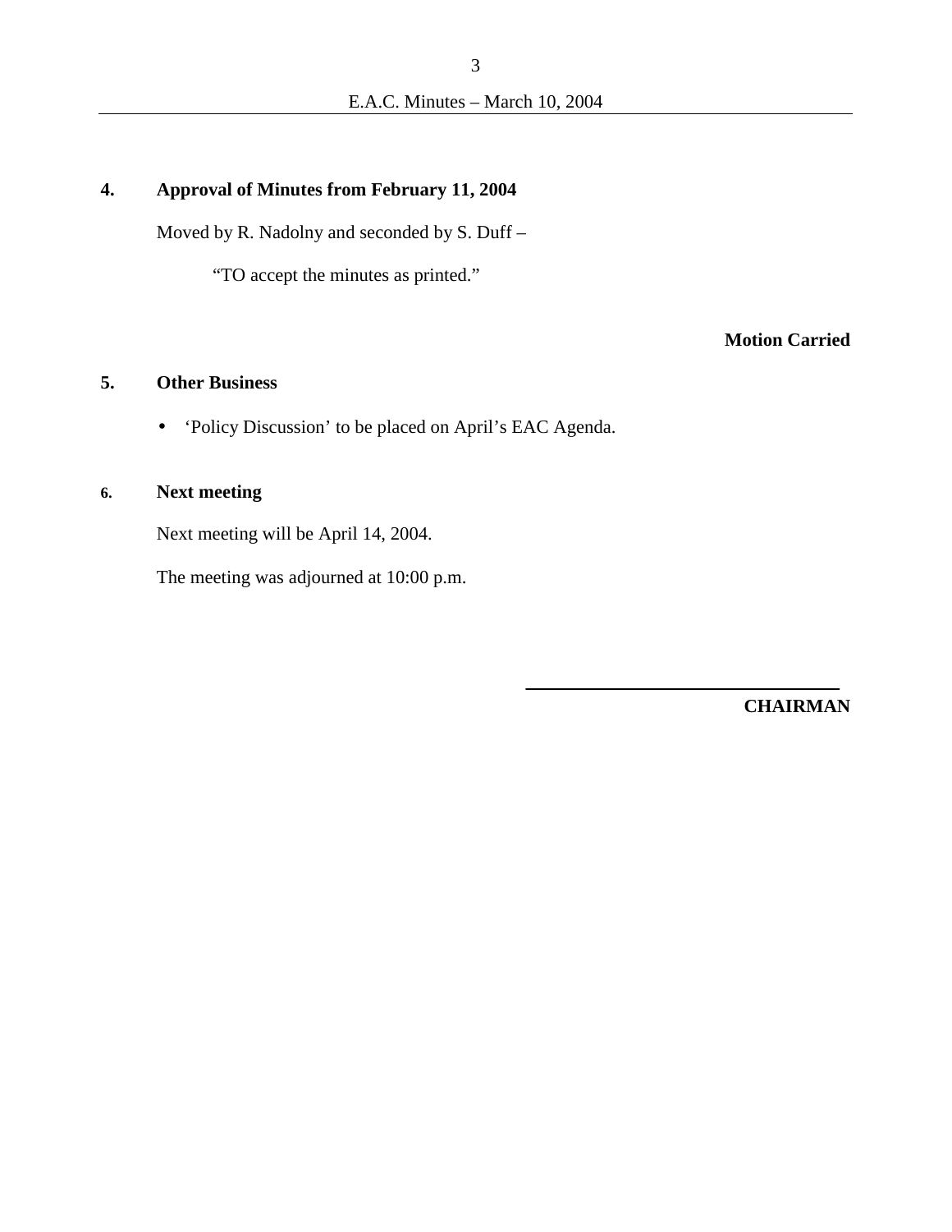**4. Approval of Minutes from February 11, 2004**

Moved by R. Nadolny and seconded by S. Duff –

"TO accept the minutes as printed."

**Motion Carried**

**5. Other Business**

- 'Policy Discussion' to be placed on April's EAC Agenda.

**6. Next meeting**

Next meeting will be April 14, 2004.

The meeting was adjourned at 10:00 p.m.

\_\_\_\_\_\_\_\_\_\_\_\_\_\_\_\_\_\_\_\_\_\_\_\_\_\_\_\_\_\_\_\_

**CHAIRMAN**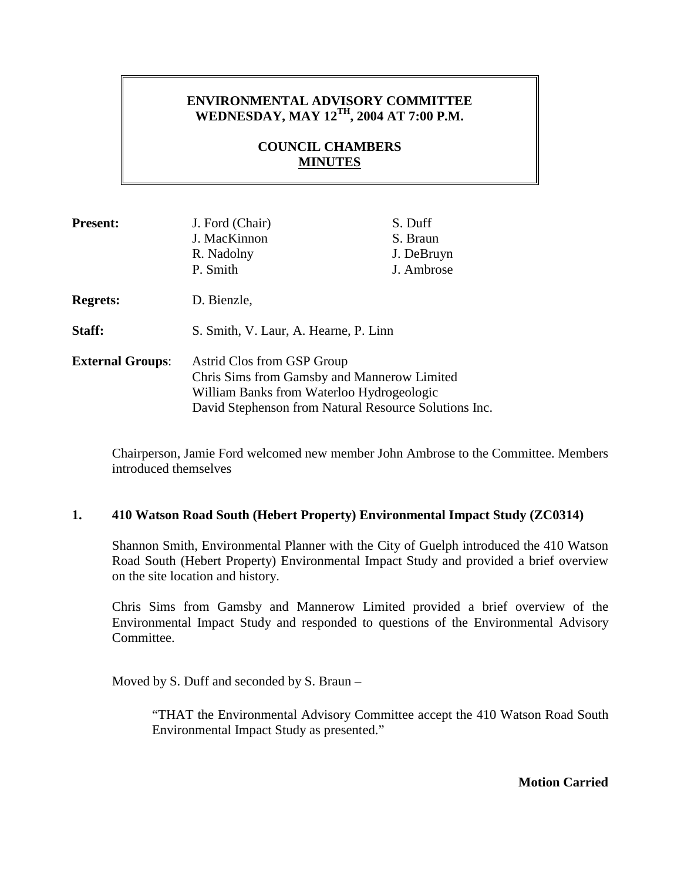# ENVIRONMENTAL ADVISORY COMMITTEE
## WEDNESDAY, MAY 12TH, 2004 AT 7:00 P.M.

## COUNCIL CHAMBERS
## MINUTES

| | | |
|---|---|---|
| **Present:** | J. Ford (Chair) | S. Duff |
| | J. MacKinnon | S. Braun |
| | R. Nadolny | J. DeBruyn |
| | P. Smith | J. Ambrose |
| **Regrets:** | D. Bienzle, | |
| **Staff:** | S. Smith, V. Laur, A. Hearne, P. Linn | |
| **External Groups**: | Astrid Clos from GSP Group | |
| | Chris Sims from Gamsby and Mannerow Limited | |
| | William Banks from Waterloo Hydrogeologic | |
| | David Stephenson from Natural Resource Solutions Inc. | |

Chairperson, Jamie Ford welcomed new member John Ambrose to the Committee. Members introduced themselves

### 1. 410 Watson Road South (Hebert Property) Environmental Impact Study (ZC0314)

Shannon Smith, Environmental Planner with the City of Guelph introduced the 410 Watson Road South (Hebert Property) Environmental Impact Study and provided a brief overview on the site location and history.

Chris Sims from Gamsby and Mannerow Limited provided a brief overview of the Environmental Impact Study and responded to questions of the Environmental Advisory Committee.

Moved by S. Duff and seconded by S. Braun –

> "THAT the Environmental Advisory Committee accept the 410 Watson Road South Environmental Impact Study as presented."

**Motion Carried**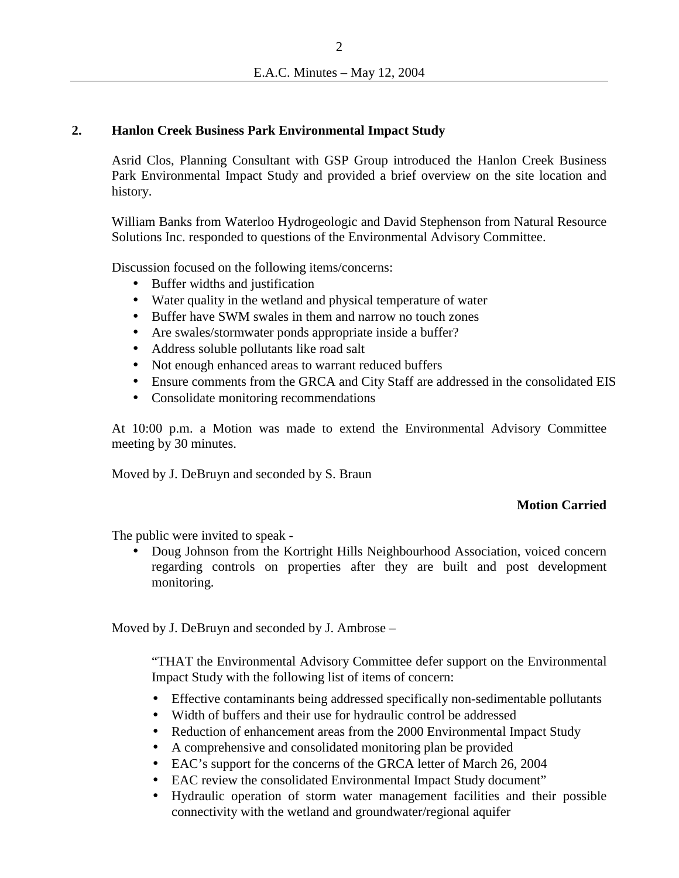## 2. Hanlon Creek Business Park Environmental Impact Study

Asrid Clos, Planning Consultant with GSP Group introduced the Hanlon Creek Business Park Environmental Impact Study and provided a brief overview on the site location and history.

William Banks from Waterloo Hydrogeologic and David Stephenson from Natural Resource Solutions Inc. responded to questions of the Environmental Advisory Committee.

Discussion focused on the following items/concerns:

- Buffer widths and justification
- Water quality in the wetland and physical temperature of water
- Buffer have SWM swales in them and narrow no touch zones
- Are swales/stormwater ponds appropriate inside a buffer?
- Address soluble pollutants like road salt
- Not enough enhanced areas to warrant reduced buffers
- Ensure comments from the GRCA and City Staff are addressed in the consolidated EIS
- Consolidate monitoring recommendations

At 10:00 p.m. a Motion was made to extend the Environmental Advisory Committee meeting by 30 minutes.

Moved by J. DeBruyn and seconded by S. Braun

**Motion Carried**

The public were invited to speak -

- Doug Johnson from the Kortright Hills Neighbourhood Association, voiced concern regarding controls on properties after they are built and post development monitoring.

Moved by J. DeBruyn and seconded by J. Ambrose –

> "THAT the Environmental Advisory Committee defer support on the Environmental Impact Study with the following list of items of concern:
>
> - Effective contaminants being addressed specifically non-sedimentable pollutants
> - Width of buffers and their use for hydraulic control be addressed
> - Reduction of enhancement areas from the 2000 Environmental Impact Study
> - A comprehensive and consolidated monitoring plan be provided
> - EAC's support for the concerns of the GRCA letter of March 26, 2004
> - EAC review the consolidated Environmental Impact Study document"
> - Hydraulic operation of storm water management facilities and their possible connectivity with the wetland and groundwater/regional aquifer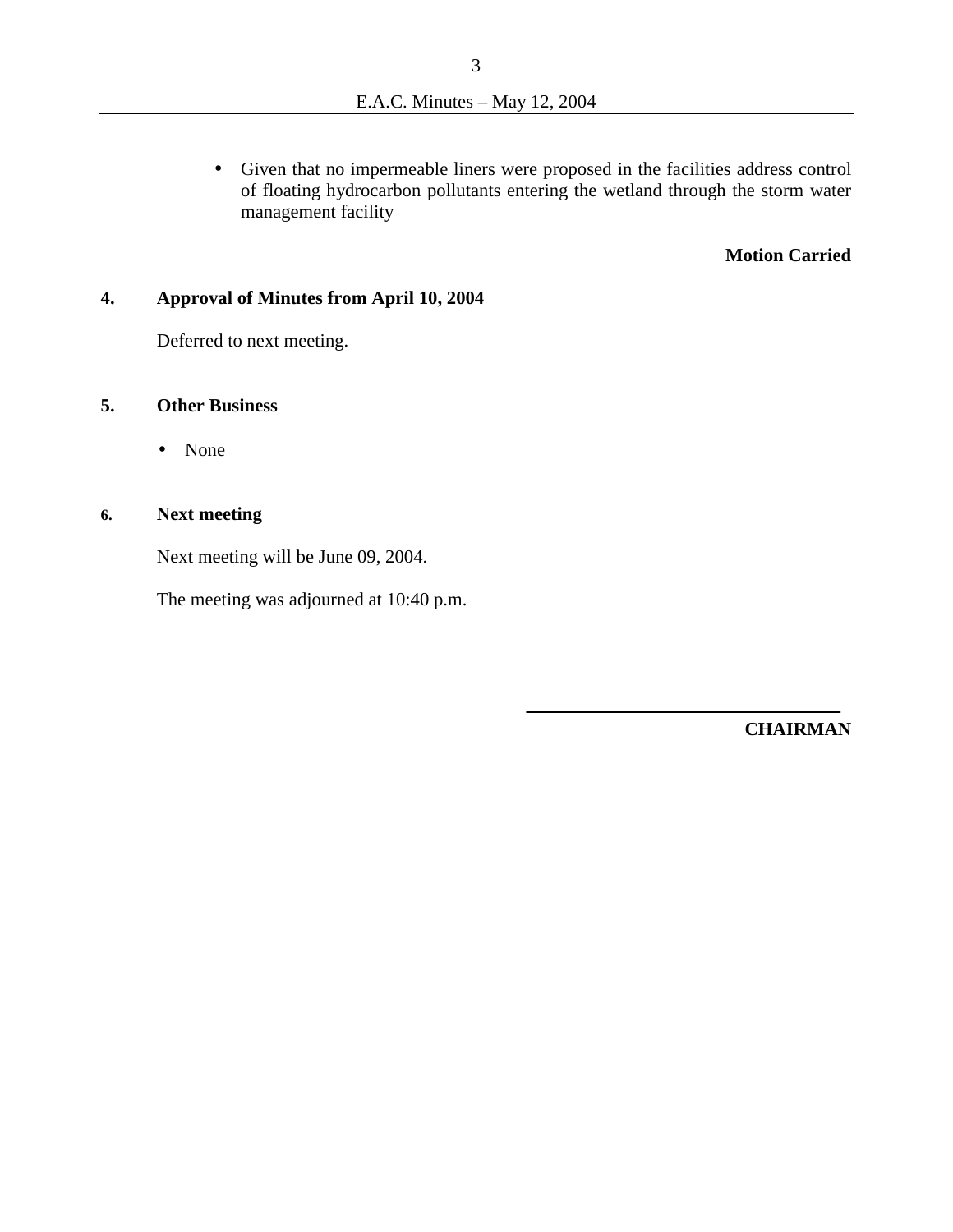- Given that no impermeable liners were proposed in the facilities address control of floating hydrocarbon pollutants entering the wetland through the storm water management facility

**Motion Carried**

## 4. Approval of Minutes from April 10, 2004

Deferred to next meeting.

## 5. Other Business

- None

## 6. Next meeting

Next meeting will be June 09, 2004.

The meeting was adjourned at 10:40 p.m.

\_\_\_\_\_\_\_\_\_\_\_\_\_\_\_\_\_\_\_\_\_\_\_\_\_\_\_\_\_\_\_\_\_\_\_\_

**CHAIRMAN**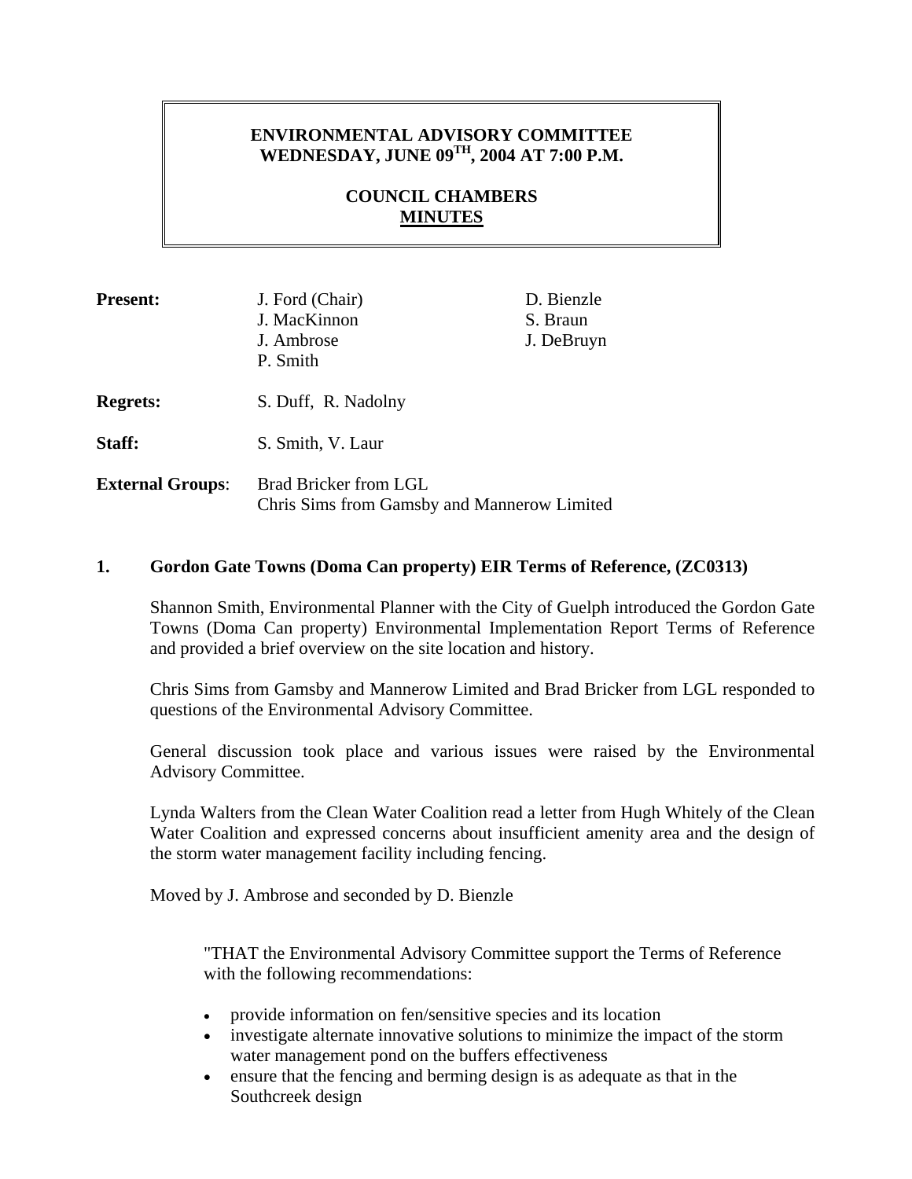# ENVIRONMENTAL ADVISORY COMMITTEE
## WEDNESDAY, JUNE 09TH, 2004 AT 7:00 P.M.

## COUNCIL CHAMBERS
## MINUTES

| | | |
|---|---|---|
| **Present:** | J. Ford (Chair)<br>J. MacKinnon<br>J. Ambrose<br>P. Smith | D. Bienzle<br>S. Braun<br>J. DeBruyn |
| **Regrets:** | S. Duff, R. Nadolny | |
| **Staff:** | S. Smith, V. Laur | |
| **External Groups**: | Brad Bricker from LGL<br>Chris Sims from Gamsby and Mannerow Limited | |

### 1. Gordon Gate Towns (Doma Can property) EIR Terms of Reference, (ZC0313)

Shannon Smith, Environmental Planner with the City of Guelph introduced the Gordon Gate Towns (Doma Can property) Environmental Implementation Report Terms of Reference and provided a brief overview on the site location and history.

Chris Sims from Gamsby and Mannerow Limited and Brad Bricker from LGL responded to questions of the Environmental Advisory Committee.

General discussion took place and various issues were raised by the Environmental Advisory Committee.

Lynda Walters from the Clean Water Coalition read a letter from Hugh Whitely of the Clean Water Coalition and expressed concerns about insufficient amenity area and the design of the storm water management facility including fencing.

Moved by J. Ambrose and seconded by D. Bienzle

> "THAT the Environmental Advisory Committee support the Terms of Reference with the following recommendations:
>
> - provide information on fen/sensitive species and its location
> - investigate alternate innovative solutions to minimize the impact of the storm water management pond on the buffers effectiveness
> - ensure that the fencing and berming design is as adequate as that in the Southcreek design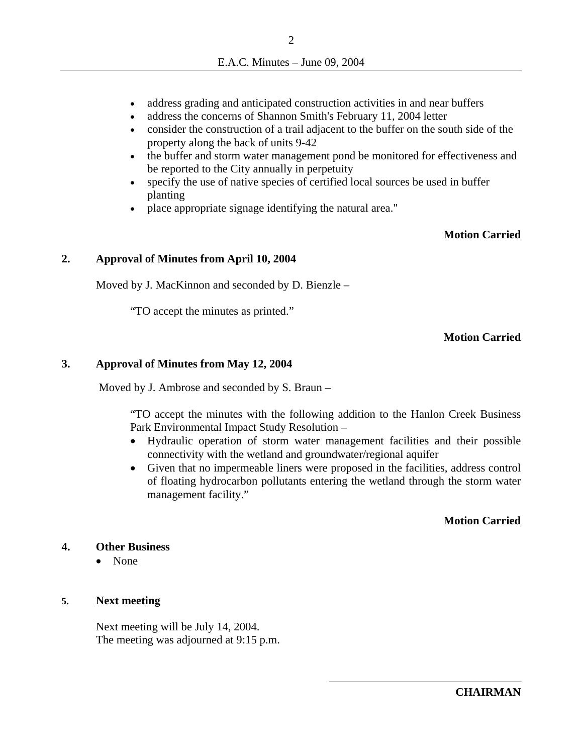- address grading and anticipated construction activities in and near buffers
- address the concerns of Shannon Smith's February 11, 2004 letter
- consider the construction of a trail adjacent to the buffer on the south side of the property along the back of units 9-42
- the buffer and storm water management pond be monitored for effectiveness and be reported to the City annually in perpetuity
- specify the use of native species of certified local sources be used in buffer planting
- place appropriate signage identifying the natural area."

**Motion Carried**

## 2. Approval of Minutes from April 10, 2004

Moved by J. MacKinnon and seconded by D. Bienzle –

"TO accept the minutes as printed."

**Motion Carried**

## 3. Approval of Minutes from May 12, 2004

Moved by J. Ambrose and seconded by S. Braun –

"TO accept the minutes with the following addition to the Hanlon Creek Business Park Environmental Impact Study Resolution –

- Hydraulic operation of storm water management facilities and their possible connectivity with the wetland and groundwater/regional aquifer
- Given that no impermeable liners were proposed in the facilities, address control of floating hydrocarbon pollutants entering the wetland through the storm water management facility."

**Motion Carried**

## 4. Other Business

- None

## 5. Next meeting

Next meeting will be July 14, 2004.
The meeting was adjourned at 9:15 p.m.

---

**CHAIRMAN**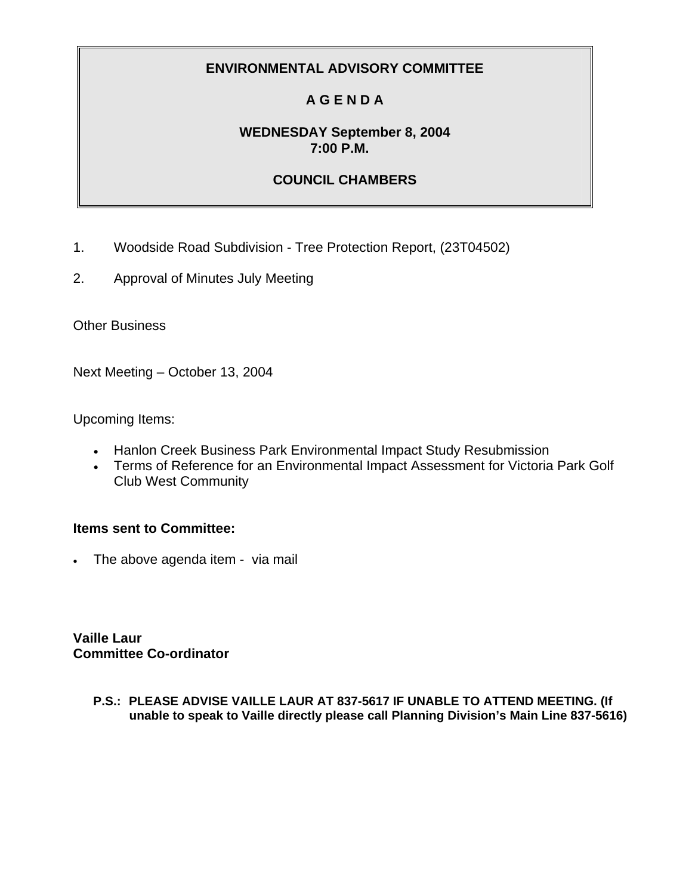# ENVIRONMENTAL ADVISORY COMMITTEE

## A G E N D A

**WEDNESDAY September 8, 2004**
**7:00 P.M.**

**COUNCIL CHAMBERS**

1. Woodside Road Subdivision - Tree Protection Report, (23T04502)
2. Approval of Minutes July Meeting

Other Business

Next Meeting – October 13, 2004

Upcoming Items:

- Hanlon Creek Business Park Environmental Impact Study Resubmission
- Terms of Reference for an Environmental Impact Assessment for Victoria Park Golf Club West Community

**Items sent to Committee:**

- The above agenda item - via mail

**Vaille Laur**
**Committee Co-ordinator**

**P.S.: PLEASE ADVISE VAILLE LAUR AT 837-5617 IF UNABLE TO ATTEND MEETING. (If unable to speak to Vaille directly please call Planning Division's Main Line 837-5616)**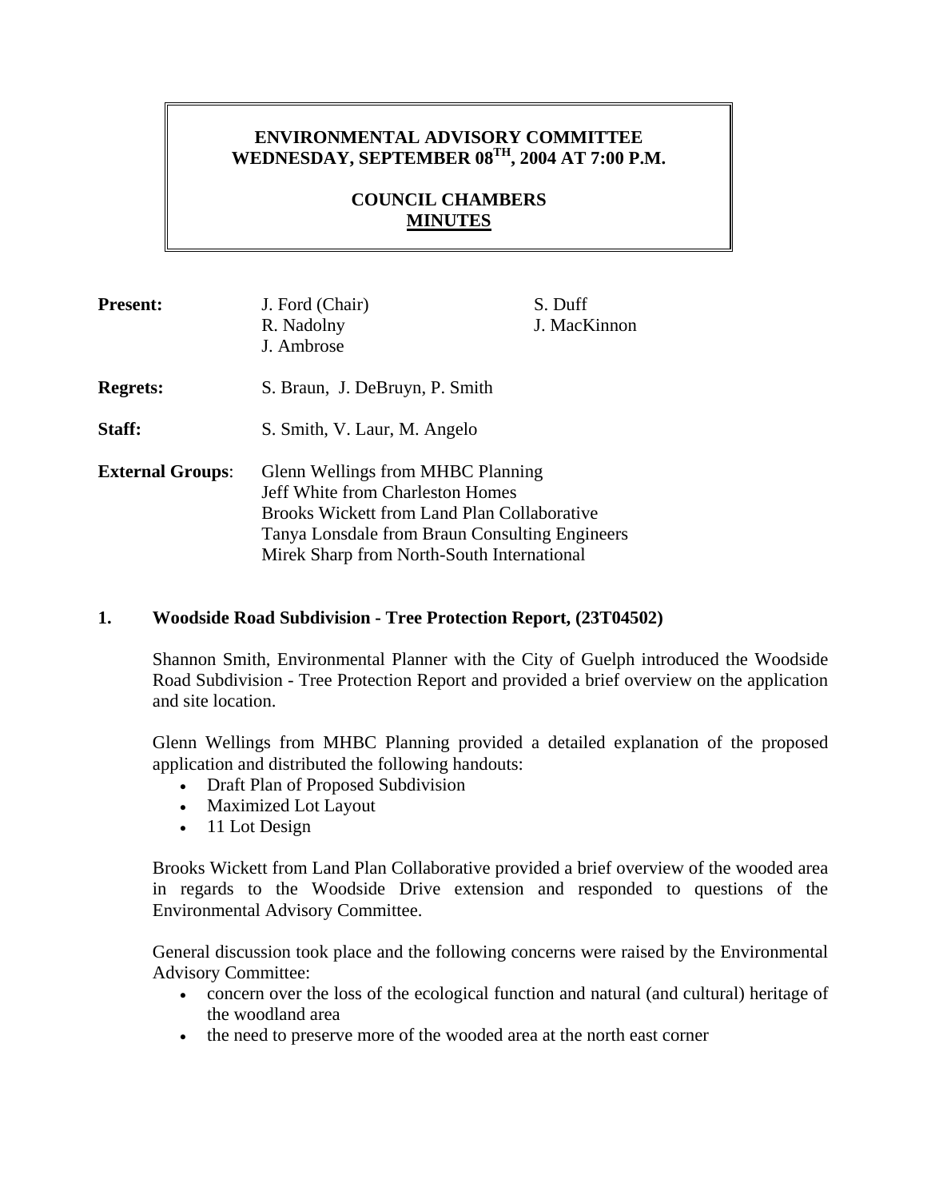**ENVIRONMENTAL ADVISORY COMMITTEE**
**WEDNESDAY, SEPTEMBER 08TH, 2004 AT 7:00 P.M.**

**COUNCIL CHAMBERS**
**MINUTES**

**Present:** J. Ford (Chair), R. Nadolny, J. Ambrose, S. Duff, J. MacKinnon

**Regrets:** S. Braun, J. DeBruyn, P. Smith

**Staff:** S. Smith, V. Laur, M. Angelo

**External Groups:**
Glenn Wellings from MHBC Planning
Jeff White from Charleston Homes
Brooks Wickett from Land Plan Collaborative
Tanya Lonsdale from Braun Consulting Engineers
Mirek Sharp from North-South International

## 1. Woodside Road Subdivision - Tree Protection Report, (23T04502)

Shannon Smith, Environmental Planner with the City of Guelph introduced the Woodside Road Subdivision - Tree Protection Report and provided a brief overview on the application and site location.

Glenn Wellings from MHBC Planning provided a detailed explanation of the proposed application and distributed the following handouts:

- Draft Plan of Proposed Subdivision
- Maximized Lot Layout
- 11 Lot Design

Brooks Wickett from Land Plan Collaborative provided a brief overview of the wooded area in regards to the Woodside Drive extension and responded to questions of the Environmental Advisory Committee.

General discussion took place and the following concerns were raised by the Environmental Advisory Committee:

- concern over the loss of the ecological function and natural (and cultural) heritage of the woodland area
- the need to preserve more of the wooded area at the north east corner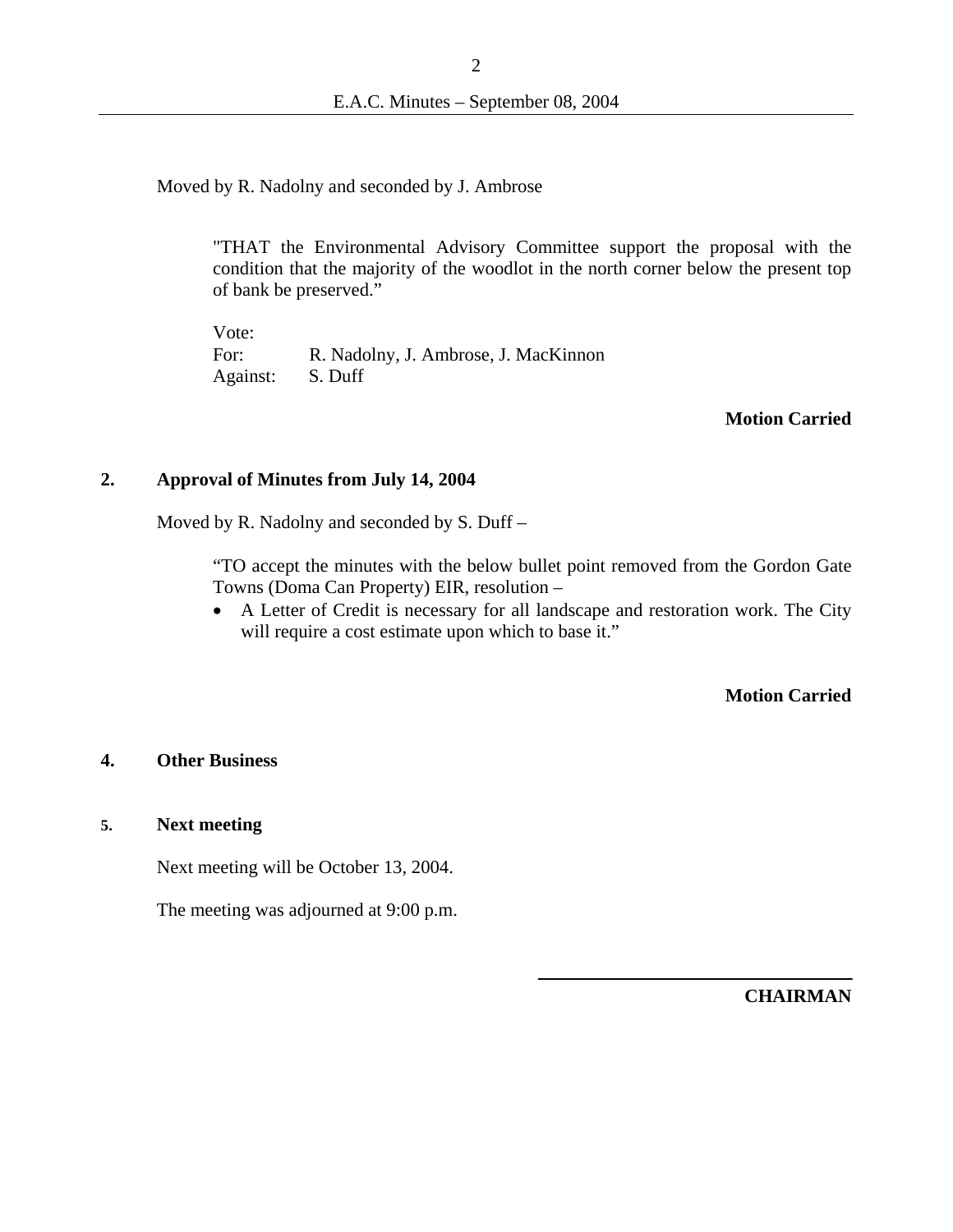Moved by R. Nadolny and seconded by J. Ambrose

> "THAT the Environmental Advisory Committee support the proposal with the condition that the majority of the woodlot in the north corner below the present top of bank be preserved."
>
> Vote:
> For: R. Nadolny, J. Ambrose, J. MacKinnon
> Against: S. Duff

**Motion Carried**

## 2. Approval of Minutes from July 14, 2004

Moved by R. Nadolny and seconded by S. Duff –

> "TO accept the minutes with the below bullet point removed from the Gordon Gate Towns (Doma Can Property) EIR, resolution –
>
> - A Letter of Credit is necessary for all landscape and restoration work. The City will require a cost estimate upon which to base it."

**Motion Carried**

## 4. Other Business

## 5. Next meeting

Next meeting will be October 13, 2004.

The meeting was adjourned at 9:00 p.m.

______________________________

**CHAIRMAN**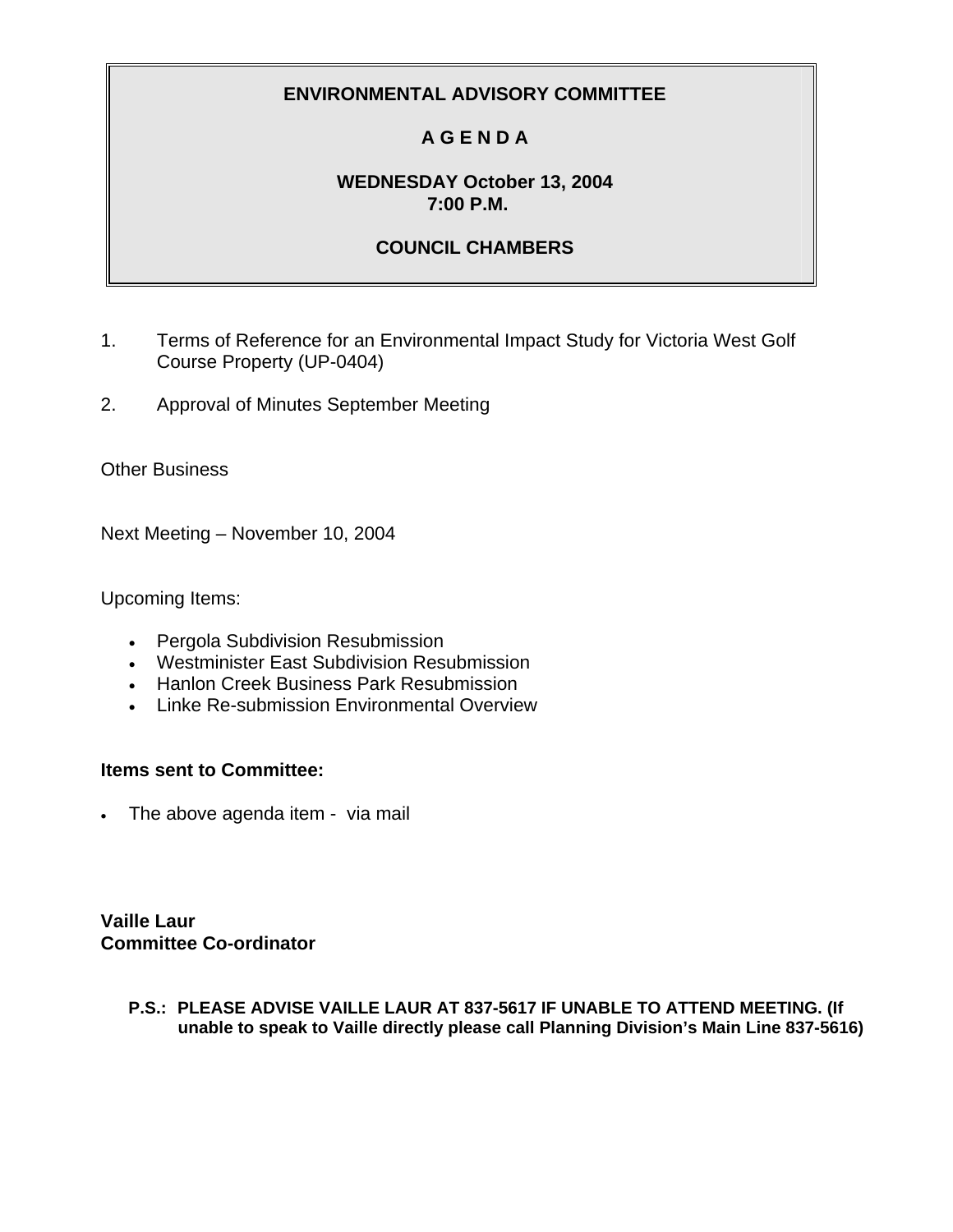# ENVIRONMENTAL ADVISORY COMMITTEE

## A G E N D A

**WEDNESDAY October 13, 2004**
**7:00 P.M.**

**COUNCIL CHAMBERS**

1. Terms of Reference for an Environmental Impact Study for Victoria West Golf Course Property (UP-0404)
2. Approval of Minutes September Meeting

Other Business

Next Meeting – November 10, 2004

Upcoming Items:

- Pergola Subdivision Resubmission
- Westminister East Subdivision Resubmission
- Hanlon Creek Business Park Resubmission
- Linke Re-submission Environmental Overview

**Items sent to Committee:**

- The above agenda item - via mail

**Vaille Laur**
**Committee Co-ordinator**

**P.S.: PLEASE ADVISE VAILLE LAUR AT 837-5617 IF UNABLE TO ATTEND MEETING. (If unable to speak to Vaille directly please call Planning Division's Main Line 837-5616)**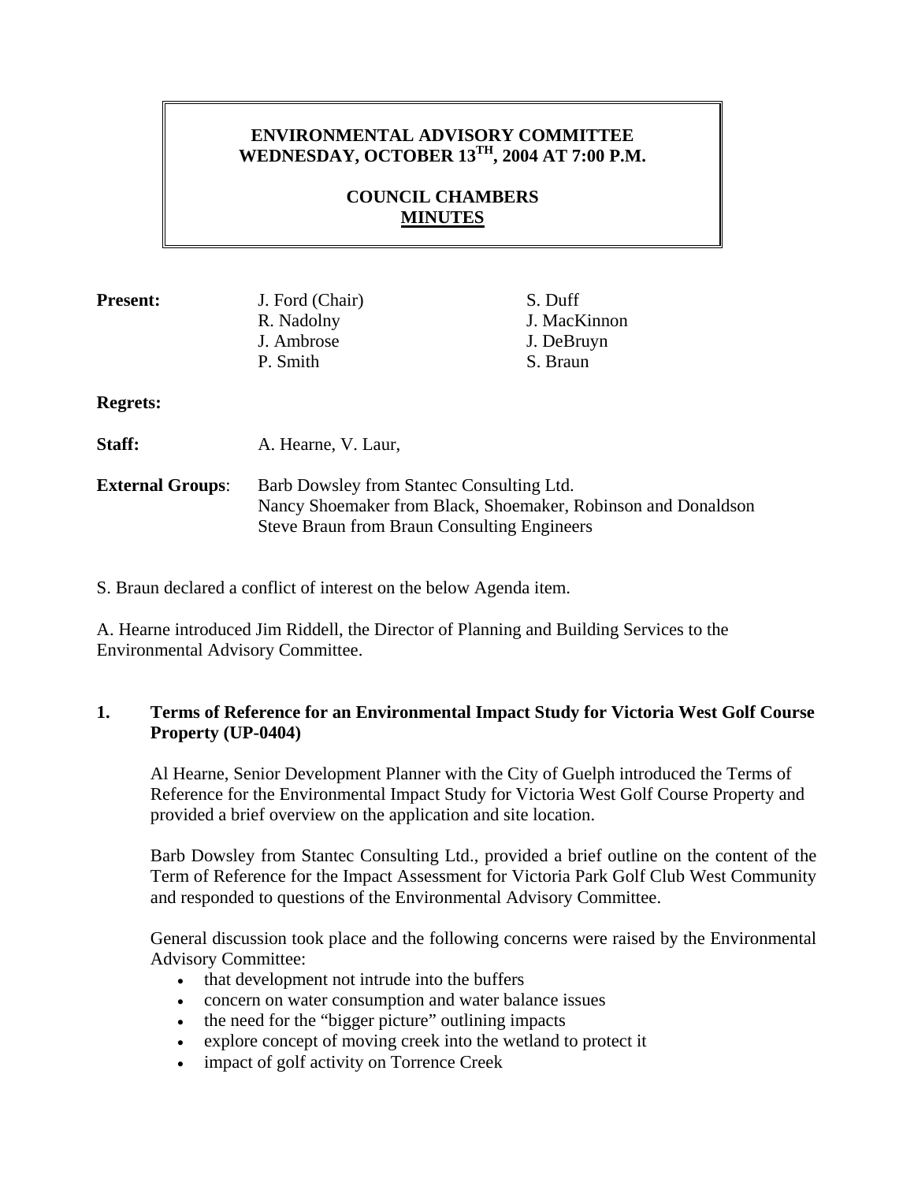**ENVIRONMENTAL ADVISORY COMMITTEE**
**WEDNESDAY, OCTOBER 13TH, 2004 AT 7:00 P.M.**

**COUNCIL CHAMBERS**
**MINUTES**

| **Present:** | J. Ford (Chair) | S. Duff |
|---|---|---|
| | R. Nadolny | J. MacKinnon |
| | J. Ambrose | J. DeBruyn |
| | P. Smith | S. Braun |

**Regrets:**

**Staff:** A. Hearne, V. Laur,

**External Groups**: Barb Dowsley from Stantec Consulting Ltd.
Nancy Shoemaker from Black, Shoemaker, Robinson and Donaldson
Steve Braun from Braun Consulting Engineers

S. Braun declared a conflict of interest on the below Agenda item.

A. Hearne introduced Jim Riddell, the Director of Planning and Building Services to the Environmental Advisory Committee.

### 1. Terms of Reference for an Environmental Impact Study for Victoria West Golf Course Property (UP-0404)

Al Hearne, Senior Development Planner with the City of Guelph introduced the Terms of Reference for the Environmental Impact Study for Victoria West Golf Course Property and provided a brief overview on the application and site location.

Barb Dowsley from Stantec Consulting Ltd., provided a brief outline on the content of the Term of Reference for the Impact Assessment for Victoria Park Golf Club West Community and responded to questions of the Environmental Advisory Committee.

General discussion took place and the following concerns were raised by the Environmental Advisory Committee:

- that development not intrude into the buffers
- concern on water consumption and water balance issues
- the need for the "bigger picture" outlining impacts
- explore concept of moving creek into the wetland to protect it
- impact of golf activity on Torrence Creek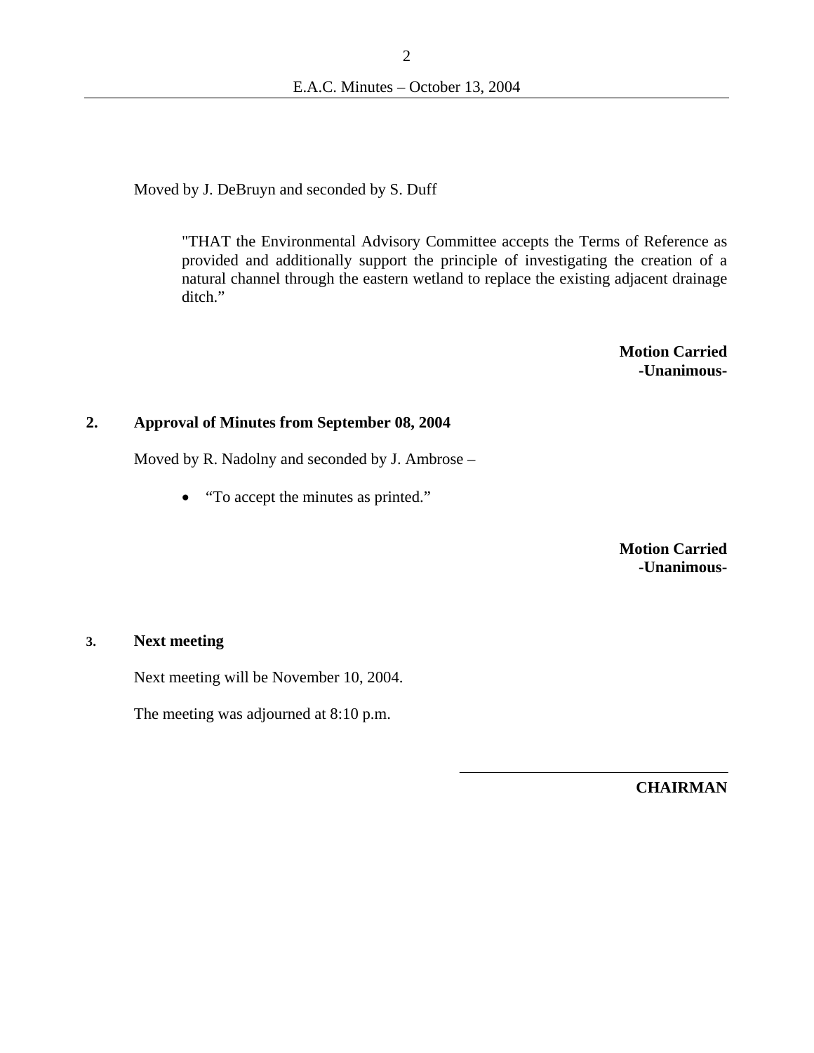Moved by J. DeBruyn and seconded by S. Duff

> "THAT the Environmental Advisory Committee accepts the Terms of Reference as provided and additionally support the principle of investigating the creation of a natural channel through the eastern wetland to replace the existing adjacent drainage ditch."

**Motion Carried**
**-Unanimous-**

## 2. Approval of Minutes from September 08, 2004

Moved by R. Nadolny and seconded by J. Ambrose –

- "To accept the minutes as printed."

**Motion Carried**
**-Unanimous-**

## 3. Next meeting

Next meeting will be November 10, 2004.

The meeting was adjourned at 8:10 p.m.

\_\_\_\_\_\_\_\_\_\_\_\_\_\_\_\_\_\_\_\_\_\_\_\_\_\_\_\_\_\_

**CHAIRMAN**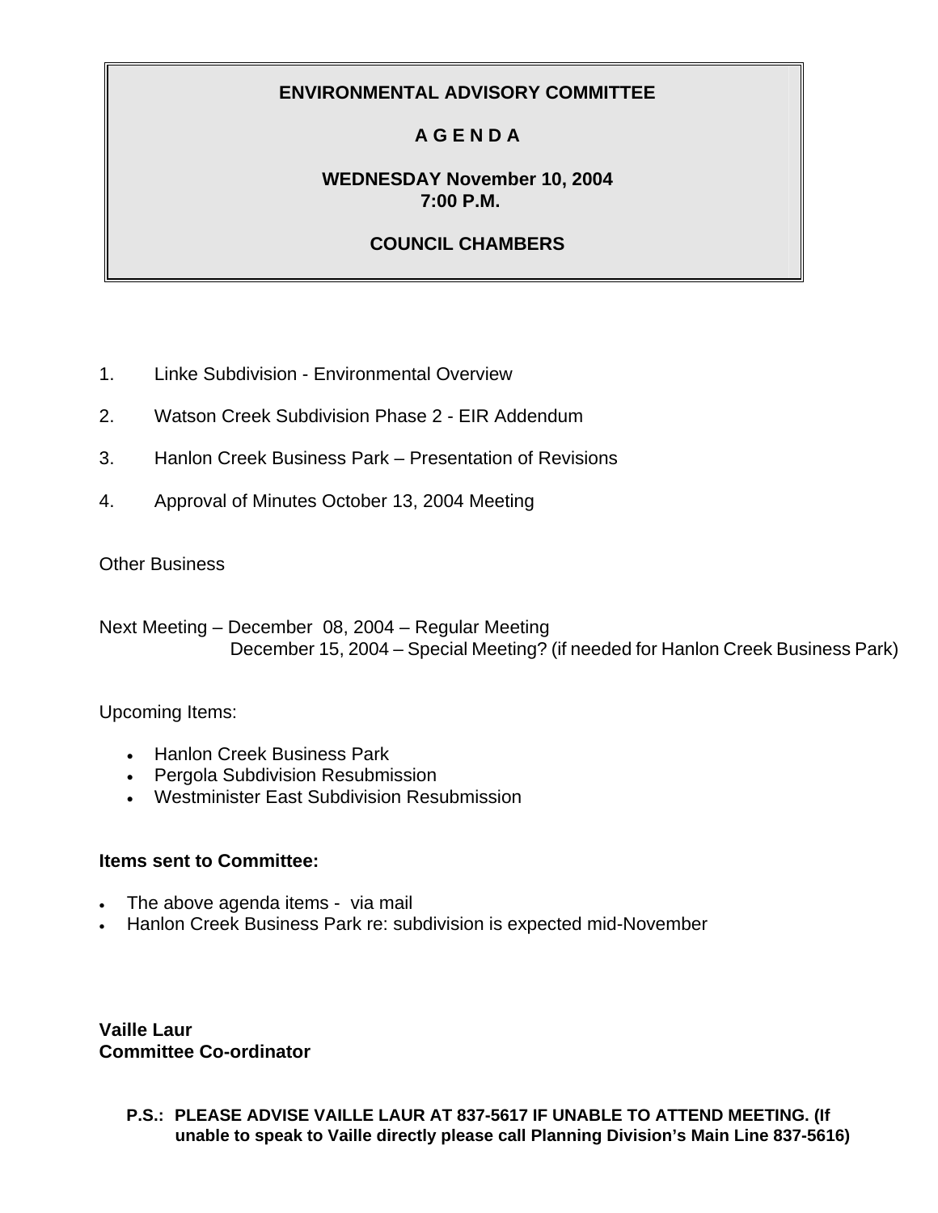**ENVIRONMENTAL ADVISORY COMMITTEE**

**A G E N D A**

**WEDNESDAY November 10, 2004**
**7:00 P.M.**

**COUNCIL CHAMBERS**

1. Linke Subdivision - Environmental Overview
2. Watson Creek Subdivision Phase 2 - EIR Addendum
3. Hanlon Creek Business Park – Presentation of Revisions
4. Approval of Minutes October 13, 2004 Meeting

Other Business

Next Meeting – December 08, 2004 – Regular Meeting
December 15, 2004 – Special Meeting? (if needed for Hanlon Creek Business Park)

Upcoming Items:

- Hanlon Creek Business Park
- Pergola Subdivision Resubmission
- Westminister East Subdivision Resubmission

**Items sent to Committee:**

- The above agenda items - via mail
- Hanlon Creek Business Park re: subdivision is expected mid-November

**Vaille Laur**
**Committee Co-ordinator**

**P.S.: PLEASE ADVISE VAILLE LAUR AT 837-5617 IF UNABLE TO ATTEND MEETING. (If unable to speak to Vaille directly please call Planning Division's Main Line 837-5616)**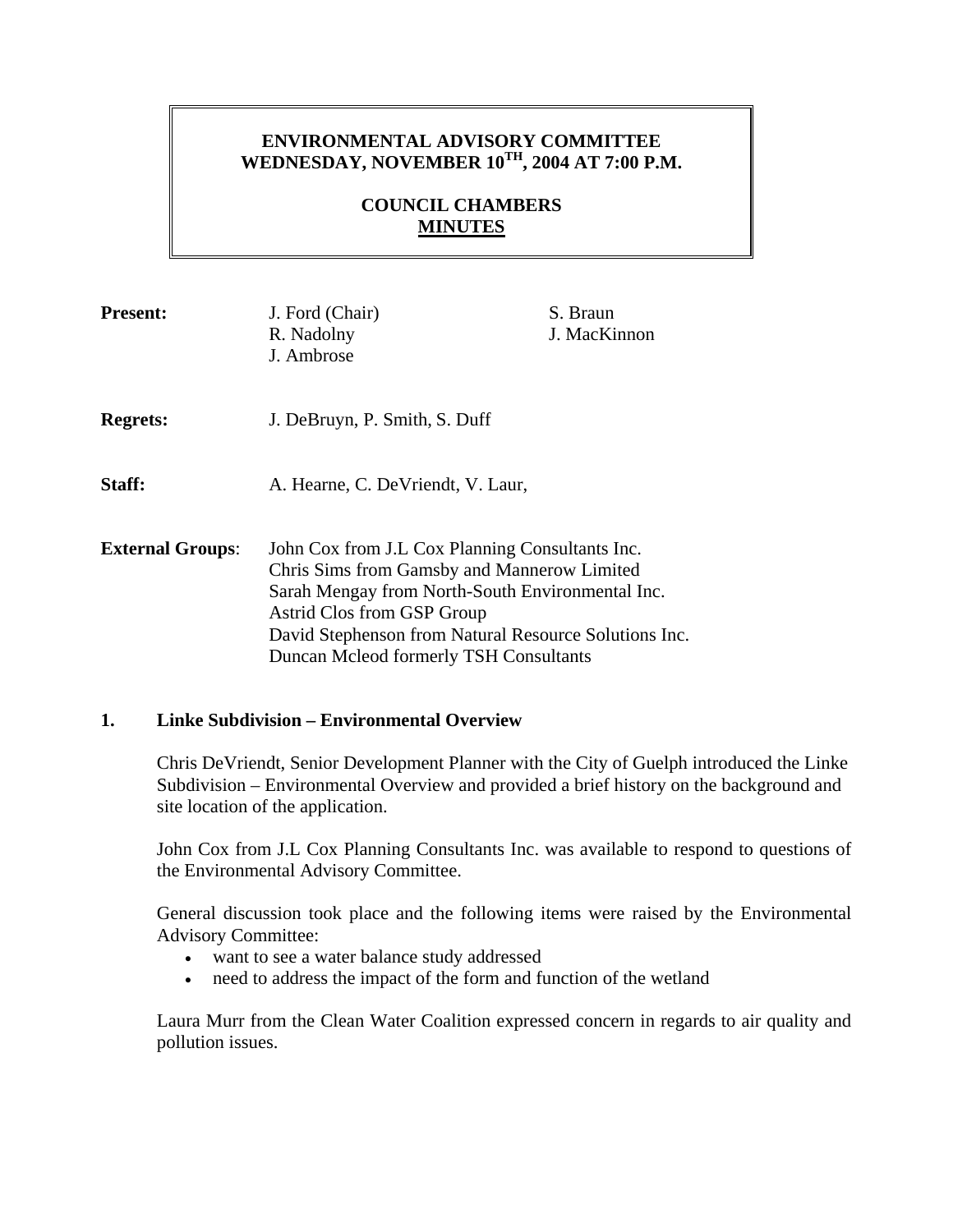**ENVIRONMENTAL ADVISORY COMMITTEE**
**WEDNESDAY, NOVEMBER 10TH, 2004 AT 7:00 P.M.**

**COUNCIL CHAMBERS**
**MINUTES**

| | | |
|---|---|---|
| **Present:** | J. Ford (Chair)<br>R. Nadolny<br>J. Ambrose | S. Braun<br>J. MacKinnon |
| **Regrets:** | J. DeBruyn, P. Smith, S. Duff | |
| **Staff:** | A. Hearne, C. DeVriendt, V. Laur, | |
| **External Groups**: | John Cox from J.L Cox Planning Consultants Inc.<br>Chris Sims from Gamsby and Mannerow Limited<br>Sarah Mengay from North-South Environmental Inc.<br>Astrid Clos from GSP Group<br>David Stephenson from Natural Resource Solutions Inc.<br>Duncan Mcleod formerly TSH Consultants | |

## 1. Linke Subdivision – Environmental Overview

Chris DeVriendt, Senior Development Planner with the City of Guelph introduced the Linke Subdivision – Environmental Overview and provided a brief history on the background and site location of the application.

John Cox from J.L Cox Planning Consultants Inc. was available to respond to questions of the Environmental Advisory Committee.

General discussion took place and the following items were raised by the Environmental Advisory Committee:

- want to see a water balance study addressed
- need to address the impact of the form and function of the wetland

Laura Murr from the Clean Water Coalition expressed concern in regards to air quality and pollution issues.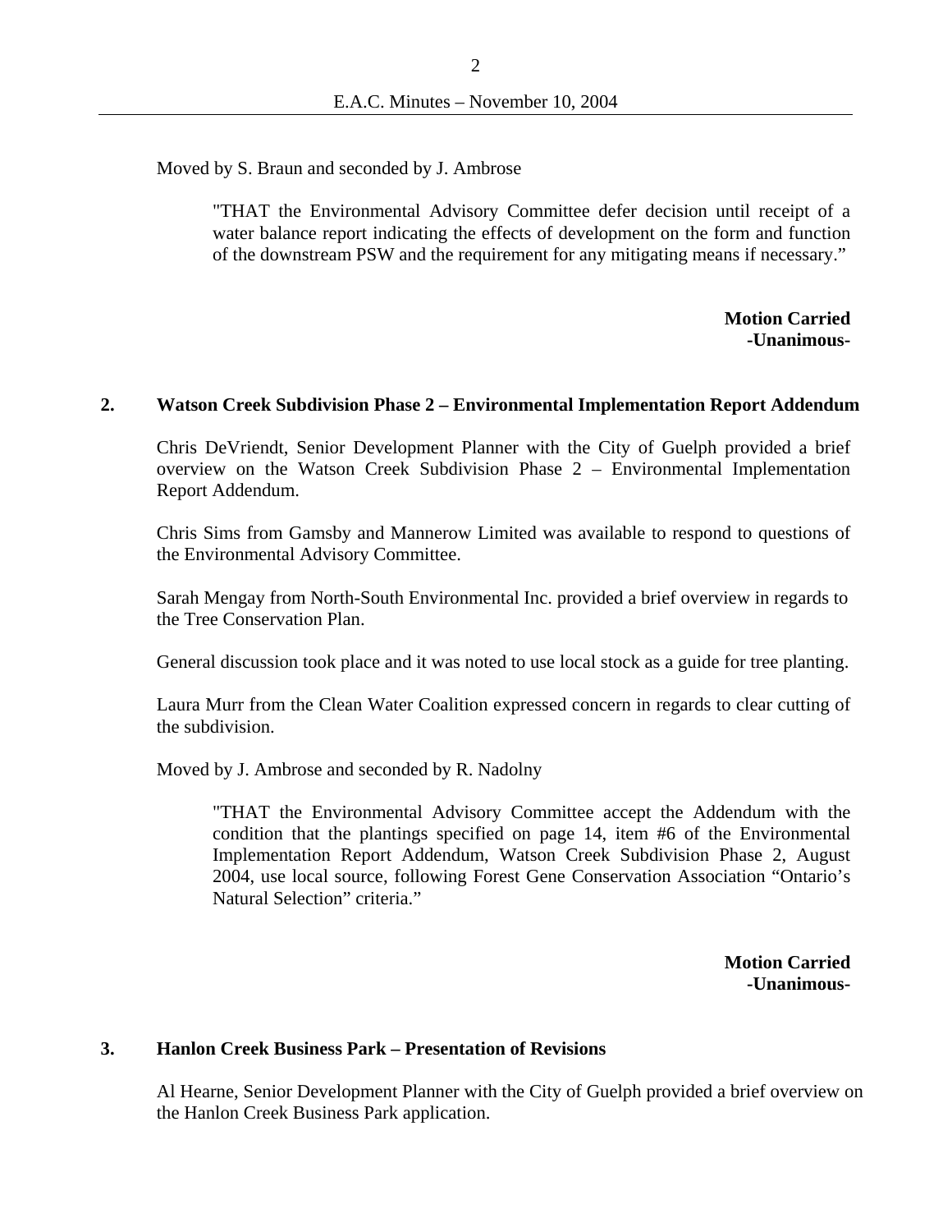Moved by S. Braun and seconded by J. Ambrose

> "THAT the Environmental Advisory Committee defer decision until receipt of a water balance report indicating the effects of development on the form and function of the downstream PSW and the requirement for any mitigating means if necessary."

**Motion Carried**
**-Unanimous-**

### 2. Watson Creek Subdivision Phase 2 – Environmental Implementation Report Addendum

Chris DeVriendt, Senior Development Planner with the City of Guelph provided a brief overview on the Watson Creek Subdivision Phase 2 – Environmental Implementation Report Addendum.

Chris Sims from Gamsby and Mannerow Limited was available to respond to questions of the Environmental Advisory Committee.

Sarah Mengay from North-South Environmental Inc. provided a brief overview in regards to the Tree Conservation Plan.

General discussion took place and it was noted to use local stock as a guide for tree planting.

Laura Murr from the Clean Water Coalition expressed concern in regards to clear cutting of the subdivision.

Moved by J. Ambrose and seconded by R. Nadolny

> "THAT the Environmental Advisory Committee accept the Addendum with the condition that the plantings specified on page 14, item #6 of the Environmental Implementation Report Addendum, Watson Creek Subdivision Phase 2, August 2004, use local source, following Forest Gene Conservation Association "Ontario's Natural Selection" criteria."

**Motion Carried**
**-Unanimous-**

### 3. Hanlon Creek Business Park – Presentation of Revisions

Al Hearne, Senior Development Planner with the City of Guelph provided a brief overview on the Hanlon Creek Business Park application.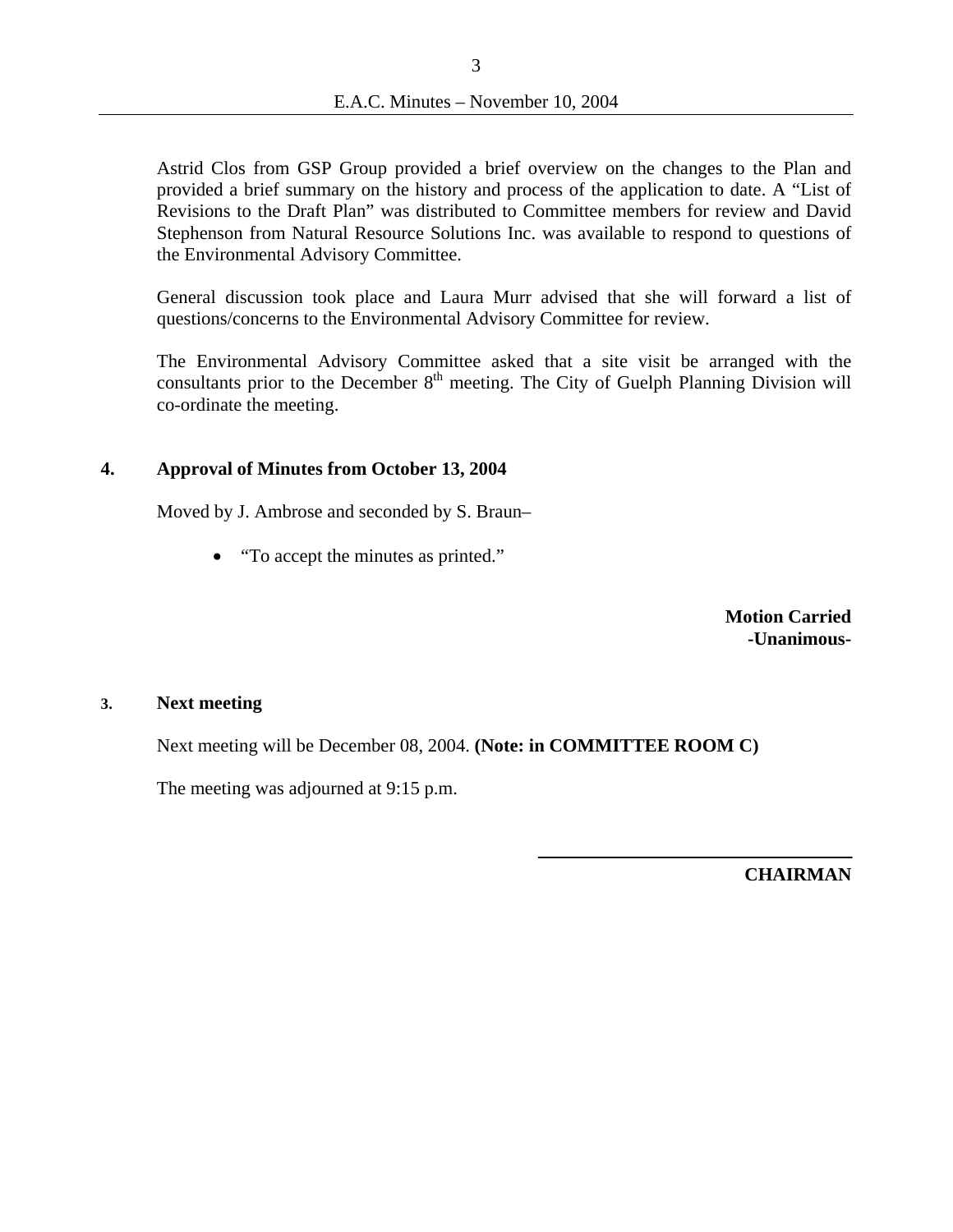Astrid Clos from GSP Group provided a brief overview on the changes to the Plan and provided a brief summary on the history and process of the application to date. A "List of Revisions to the Draft Plan" was distributed to Committee members for review and David Stephenson from Natural Resource Solutions Inc. was available to respond to questions of the Environmental Advisory Committee.

General discussion took place and Laura Murr advised that she will forward a list of questions/concerns to the Environmental Advisory Committee for review.

The Environmental Advisory Committee asked that a site visit be arranged with the consultants prior to the December 8th meeting. The City of Guelph Planning Division will co-ordinate the meeting.

**4. Approval of Minutes from October 13, 2004**

Moved by J. Ambrose and seconded by S. Braun–

- "To accept the minutes as printed."

**Motion Carried**
**-Unanimous-**

**3. Next meeting**

Next meeting will be December 08, 2004. **(Note: in COMMITTEE ROOM C)**

The meeting was adjourned at 9:15 p.m.

**CHAIRMAN**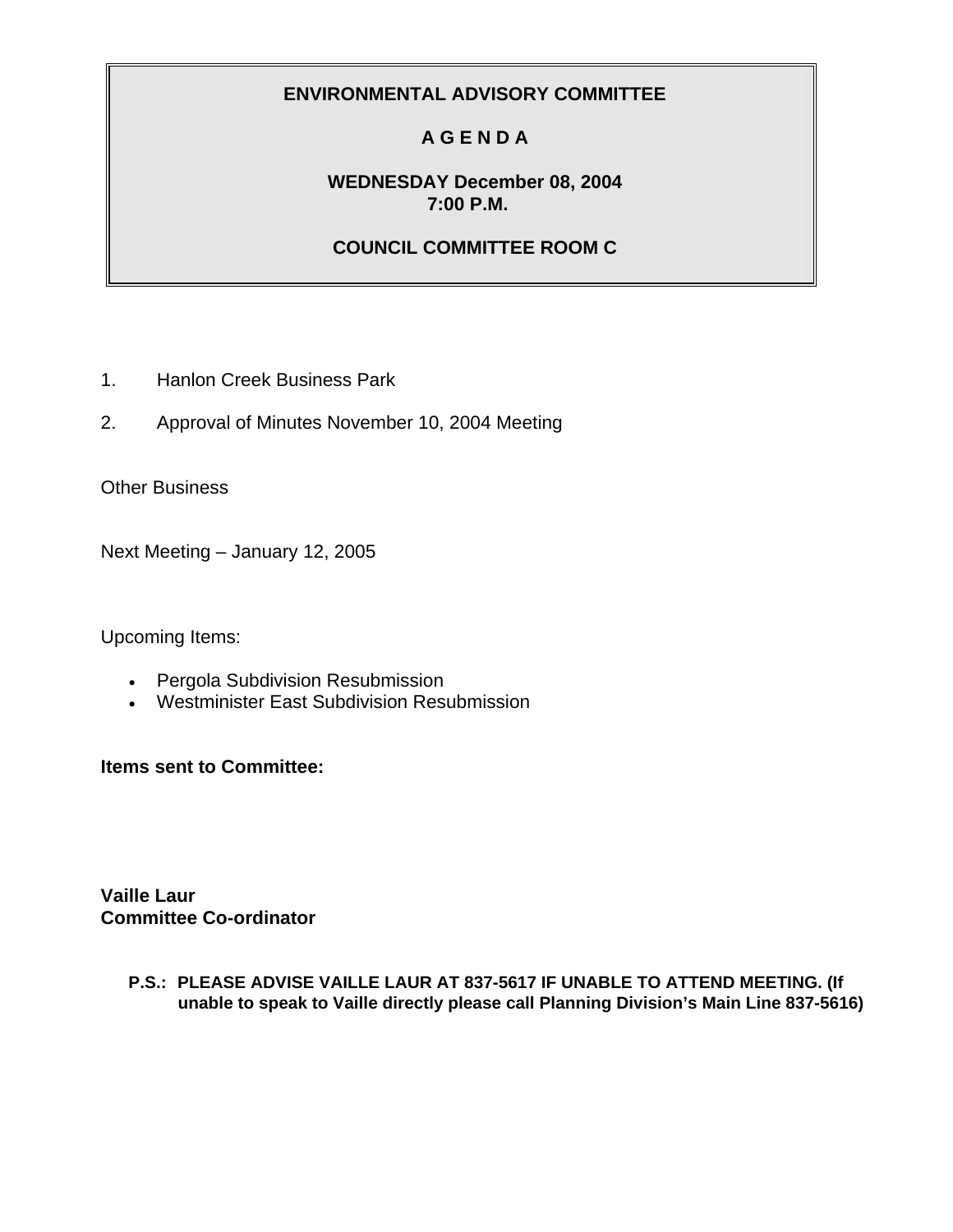**ENVIRONMENTAL ADVISORY COMMITTEE**

**A G E N D A**

**WEDNESDAY December 08, 2004**
**7:00 P.M.**

**COUNCIL COMMITTEE ROOM C**

1. Hanlon Creek Business Park

2. Approval of Minutes November 10, 2004 Meeting

Other Business

Next Meeting – January 12, 2005

Upcoming Items:

- Pergola Subdivision Resubmission
- Westminister East Subdivision Resubmission

**Items sent to Committee:**

**Vaille Laur**
**Committee Co-ordinator**

**P.S.: PLEASE ADVISE VAILLE LAUR AT 837-5617 IF UNABLE TO ATTEND MEETING. (If unable to speak to Vaille directly please call Planning Division's Main Line 837-5616)**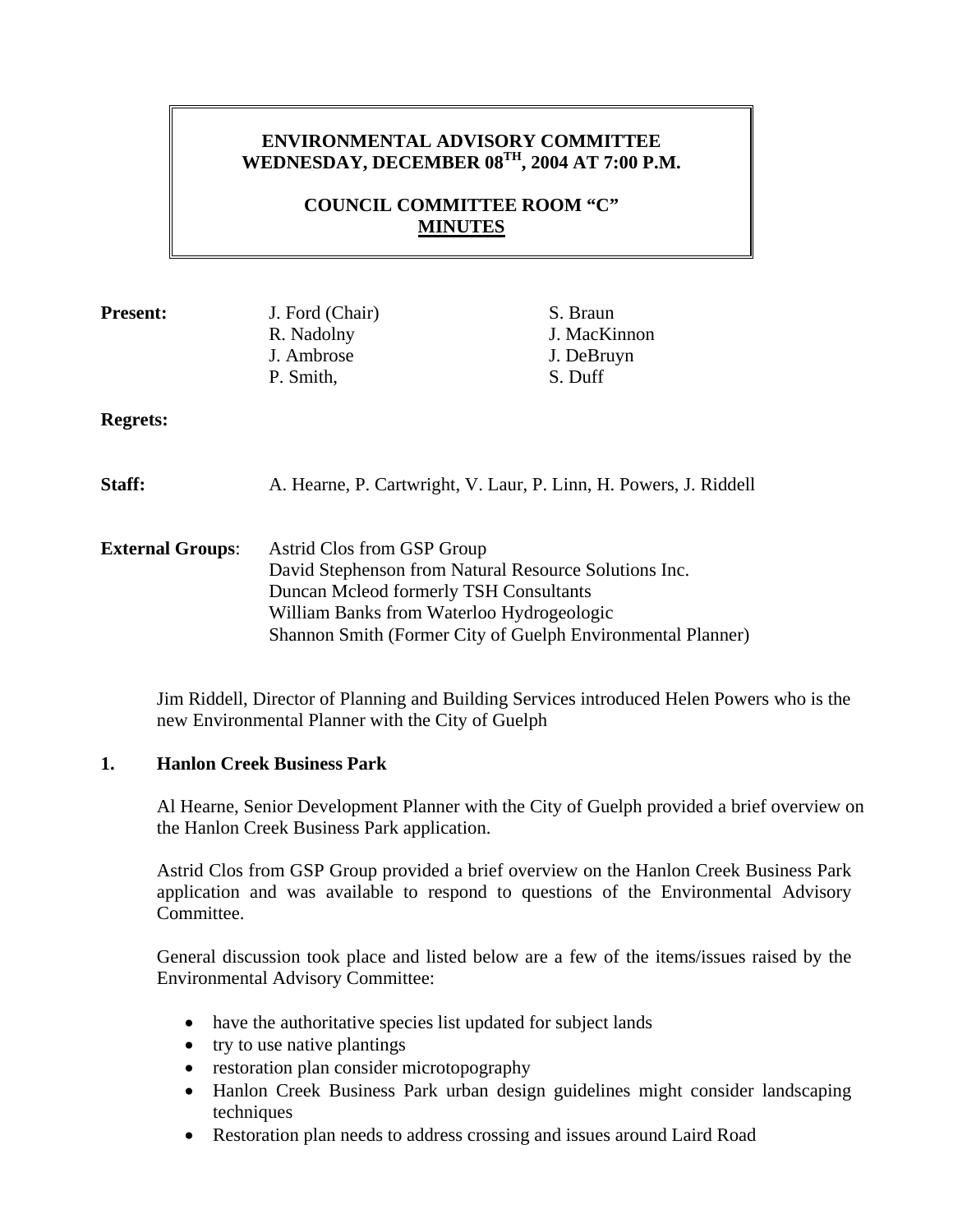**ENVIRONMENTAL ADVISORY COMMITTEE**
**WEDNESDAY, DECEMBER 08$^{TH}$, 2004 AT 7:00 P.M.**

**COUNCIL COMMITTEE ROOM "C"**
**MINUTES**

**Present:** J. Ford (Chair), R. Nadolny, J. Ambrose, P. Smith, S. Braun, J. MacKinnon, J. DeBruyn, S. Duff

**Regrets:**

**Staff:** A. Hearne, P. Cartwright, V. Laur, P. Linn, H. Powers, J. Riddell

**External Groups**:
Astrid Clos from GSP Group
David Stephenson from Natural Resource Solutions Inc.
Duncan Mcleod formerly TSH Consultants
William Banks from Waterloo Hydrogeologic
Shannon Smith (Former City of Guelph Environmental Planner)

Jim Riddell, Director of Planning and Building Services introduced Helen Powers who is the new Environmental Planner with the City of Guelph

**1. Hanlon Creek Business Park**

Al Hearne, Senior Development Planner with the City of Guelph provided a brief overview on the Hanlon Creek Business Park application.

Astrid Clos from GSP Group provided a brief overview on the Hanlon Creek Business Park application and was available to respond to questions of the Environmental Advisory Committee.

General discussion took place and listed below are a few of the items/issues raised by the Environmental Advisory Committee:

- have the authoritative species list updated for subject lands
- try to use native plantings
- restoration plan consider microtopography
- Hanlon Creek Business Park urban design guidelines might consider landscaping techniques
- Restoration plan needs to address crossing and issues around Laird Road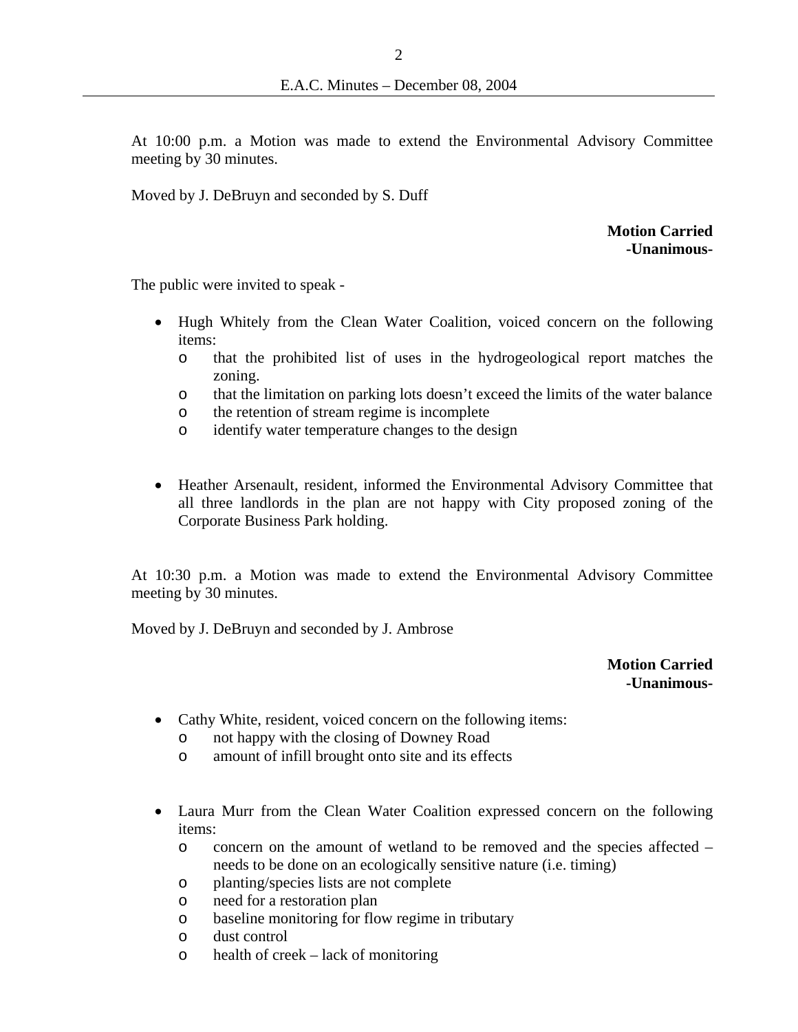At 10:00 p.m. a Motion was made to extend the Environmental Advisory Committee meeting by 30 minutes.

Moved by J. DeBruyn and seconded by S. Duff

**Motion Carried**
**-Unanimous-**

The public were invited to speak -

- Hugh Whitely from the Clean Water Coalition, voiced concern on the following items:
  - that the prohibited list of uses in the hydrogeological report matches the zoning.
  - that the limitation on parking lots doesn't exceed the limits of the water balance
  - the retention of stream regime is incomplete
  - identify water temperature changes to the design

- Heather Arsenault, resident, informed the Environmental Advisory Committee that all three landlords in the plan are not happy with City proposed zoning of the Corporate Business Park holding.

At 10:30 p.m. a Motion was made to extend the Environmental Advisory Committee meeting by 30 minutes.

Moved by J. DeBruyn and seconded by J. Ambrose

**Motion Carried**
**-Unanimous-**

- Cathy White, resident, voiced concern on the following items:
  - not happy with the closing of Downey Road
  - amount of infill brought onto site and its effects

- Laura Murr from the Clean Water Coalition expressed concern on the following items:
  - concern on the amount of wetland to be removed and the species affected – needs to be done on an ecologically sensitive nature (i.e. timing)
  - planting/species lists are not complete
  - need for a restoration plan
  - baseline monitoring for flow regime in tributary
  - dust control
  - health of creek – lack of monitoring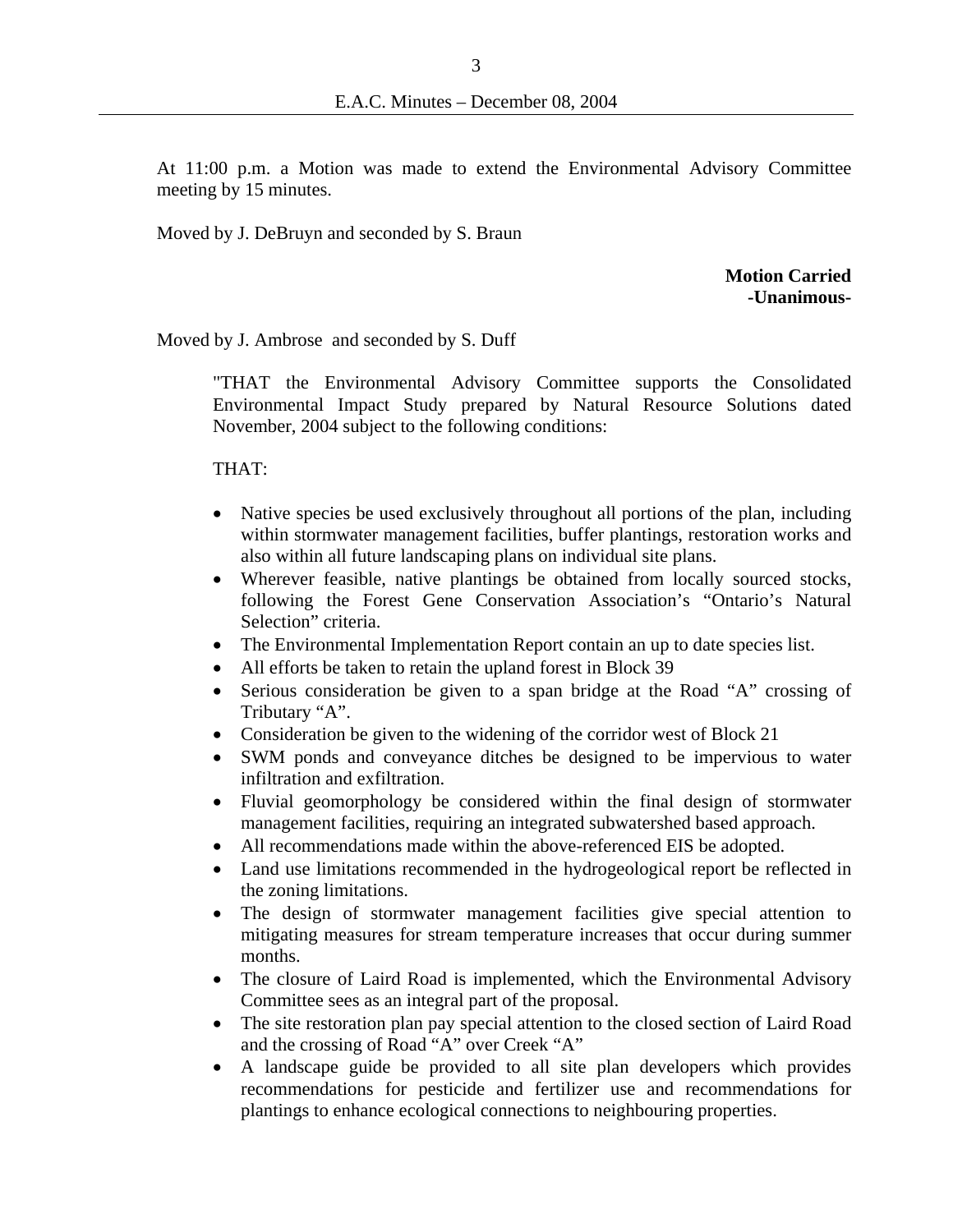At 11:00 p.m. a Motion was made to extend the Environmental Advisory Committee meeting by 15 minutes.

Moved by J. DeBruyn and seconded by S. Braun

**Motion Carried**
**-Unanimous-**

Moved by J. Ambrose and seconded by S. Duff

"THAT the Environmental Advisory Committee supports the Consolidated Environmental Impact Study prepared by Natural Resource Solutions dated November, 2004 subject to the following conditions:

THAT:

- Native species be used exclusively throughout all portions of the plan, including within stormwater management facilities, buffer plantings, restoration works and also within all future landscaping plans on individual site plans.
- Wherever feasible, native plantings be obtained from locally sourced stocks, following the Forest Gene Conservation Association's "Ontario's Natural Selection" criteria.
- The Environmental Implementation Report contain an up to date species list.
- All efforts be taken to retain the upland forest in Block 39
- Serious consideration be given to a span bridge at the Road "A" crossing of Tributary "A".
- Consideration be given to the widening of the corridor west of Block 21
- SWM ponds and conveyance ditches be designed to be impervious to water infiltration and exfiltration.
- Fluvial geomorphology be considered within the final design of stormwater management facilities, requiring an integrated subwatershed based approach.
- All recommendations made within the above-referenced EIS be adopted.
- Land use limitations recommended in the hydrogeological report be reflected in the zoning limitations.
- The design of stormwater management facilities give special attention to mitigating measures for stream temperature increases that occur during summer months.
- The closure of Laird Road is implemented, which the Environmental Advisory Committee sees as an integral part of the proposal.
- The site restoration plan pay special attention to the closed section of Laird Road and the crossing of Road "A" over Creek "A"
- A landscape guide be provided to all site plan developers which provides recommendations for pesticide and fertilizer use and recommendations for plantings to enhance ecological connections to neighbouring properties.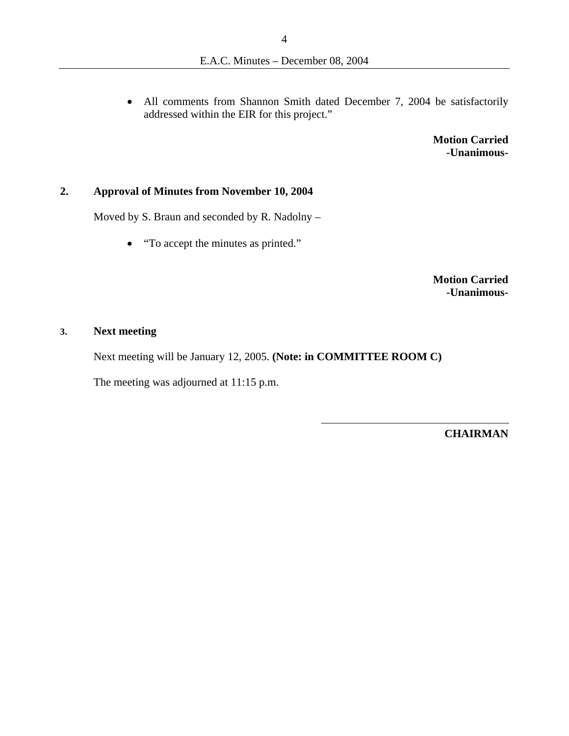- All comments from Shannon Smith dated December 7, 2004 be satisfactorily addressed within the EIR for this project."

**Motion Carried**
**-Unanimous-**

## 2. Approval of Minutes from November 10, 2004

Moved by S. Braun and seconded by R. Nadolny –

- "To accept the minutes as printed."

**Motion Carried**
**-Unanimous-**

## 3. Next meeting

Next meeting will be January 12, 2005. **(Note: in COMMITTEE ROOM C)**

The meeting was adjourned at 11:15 p.m.

\_\_\_\_\_\_\_\_\_\_\_\_\_\_\_\_\_\_\_\_\_\_\_\_\_\_\_\_\_\_\_\_\_\_\_\_

**CHAIRMAN**